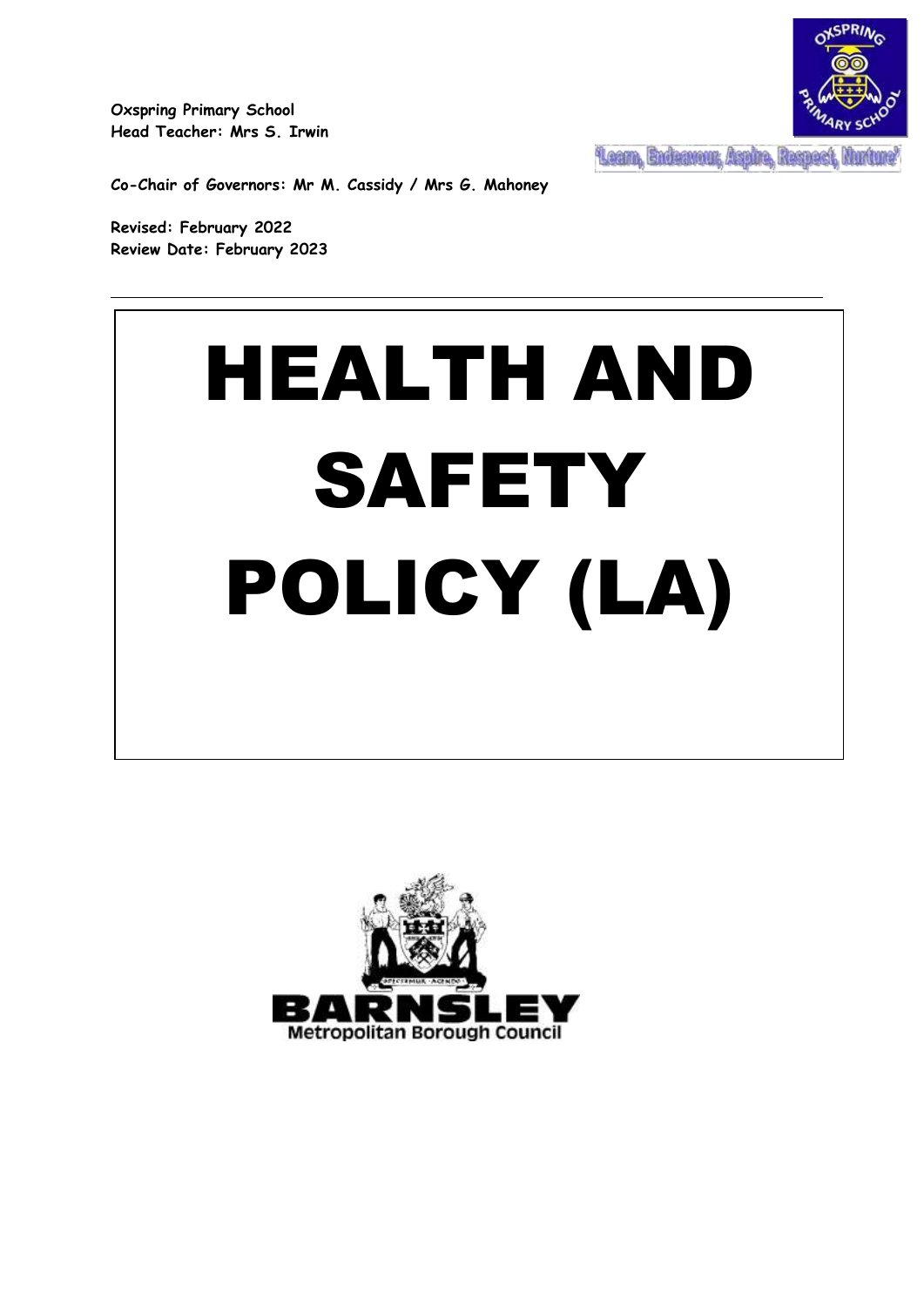**Oxspring Primary School**
**Head Teacher: Mrs S. Irwin**

'Learn, Endeavour, Aspire, Respect, Nurture'

**Co-Chair of Governors: Mr M. Cassidy / Mrs G. Mahoney**

**Revised: February 2022**
**Review Date: February 2023**

---

# HEALTH AND SAFETY POLICY (LA)

SPECTEMUR AGENDO

BARNSLEY
Metropolitan Borough Council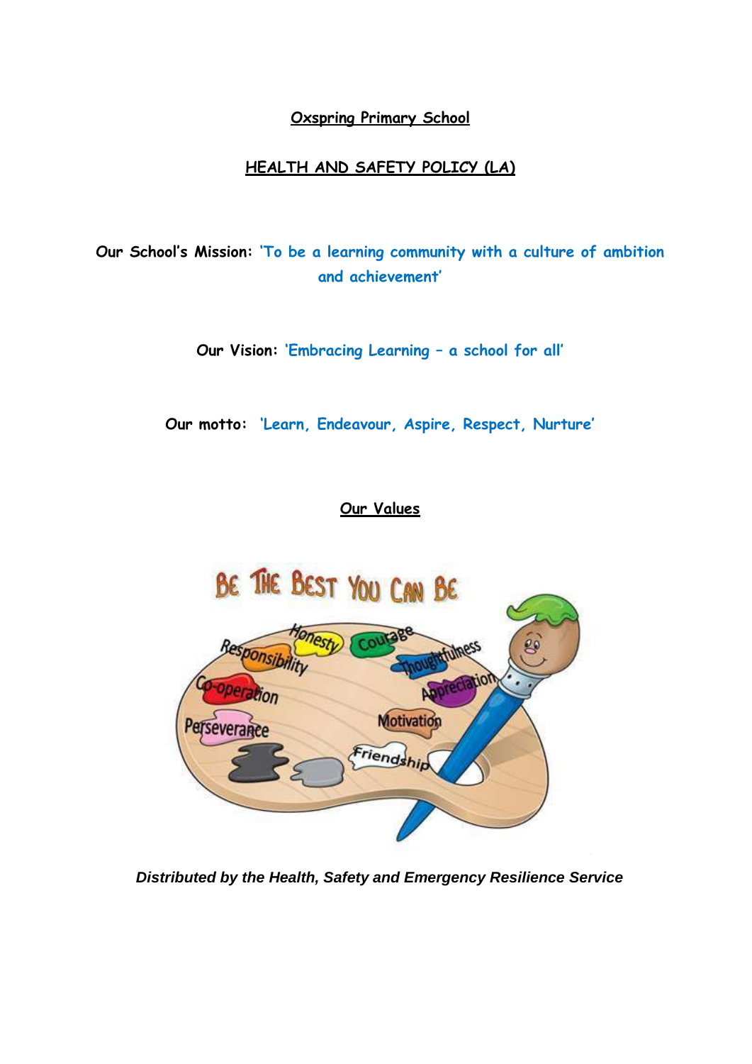**Oxspring Primary School**

**HEALTH AND SAFETY POLICY (LA)**

**Our School's Mission:** 'To be a learning community with a culture of ambition and achievement'

**Our Vision:** 'Embracing Learning – a school for all'

**Our motto:** 'Learn, Endeavour, Aspire, Respect, Nurture'

**Our Values**

***Distributed by the Health, Safety and Emergency Resilience Service***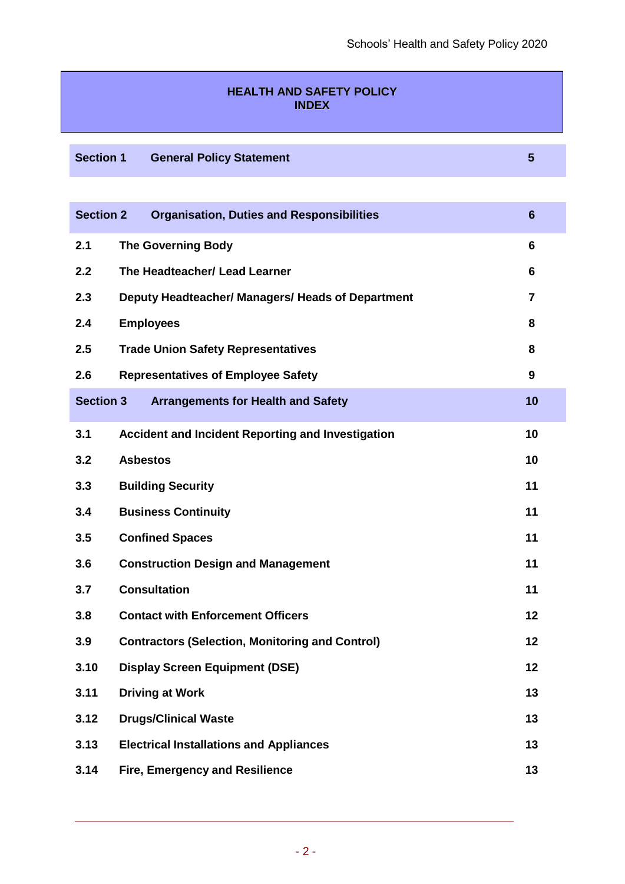# HEALTH AND SAFETY POLICY
## INDEX

| | | |
|---|---|---|
| **Section 1** | **General Policy Statement** | **5** |
| **Section 2** | **Organisation, Duties and Responsibilities** | **6** |
| **2.1** | **The Governing Body** | **6** |
| **2.2** | **The Headteacher/ Lead Learner** | **6** |
| **2.3** | **Deputy Headteacher/ Managers/ Heads of Department** | **7** |
| **2.4** | **Employees** | **8** |
| **2.5** | **Trade Union Safety Representatives** | **8** |
| **2.6** | **Representatives of Employee Safety** | **9** |
| **Section 3** | **Arrangements for Health and Safety** | **10** |
| **3.1** | **Accident and Incident Reporting and Investigation** | **10** |
| **3.2** | **Asbestos** | **10** |
| **3.3** | **Building Security** | **11** |
| **3.4** | **Business Continuity** | **11** |
| **3.5** | **Confined Spaces** | **11** |
| **3.6** | **Construction Design and Management** | **11** |
| **3.7** | **Consultation** | **11** |
| **3.8** | **Contact with Enforcement Officers** | **12** |
| **3.9** | **Contractors (Selection, Monitoring and Control)** | **12** |
| **3.10** | **Display Screen Equipment (DSE)** | **12** |
| **3.11** | **Driving at Work** | **13** |
| **3.12** | **Drugs/Clinical Waste** | **13** |
| **3.13** | **Electrical Installations and Appliances** | **13** |
| **3.14** | **Fire, Emergency and Resilience** | **13** |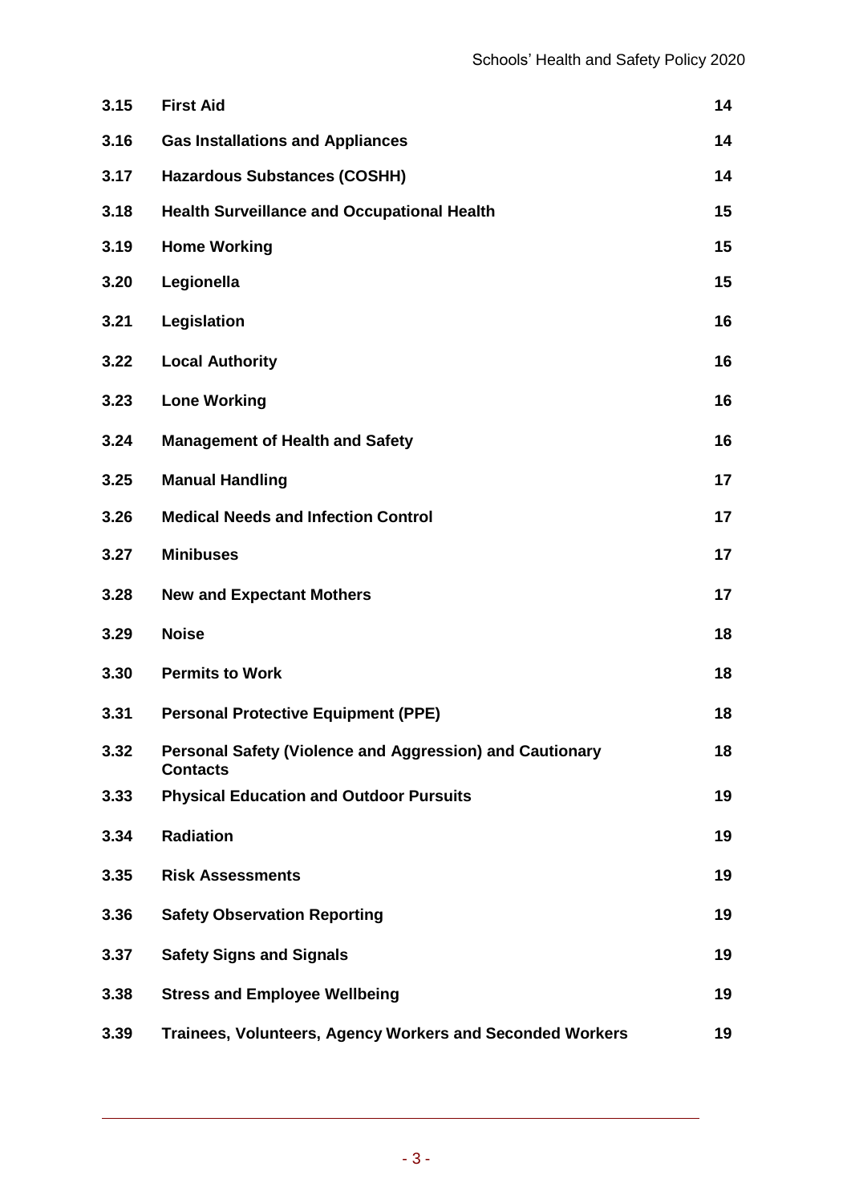| | | |
|---|---|---|
| **3.15** | **First Aid** | **14** |
| **3.16** | **Gas Installations and Appliances** | **14** |
| **3.17** | **Hazardous Substances (COSHH)** | **14** |
| **3.18** | **Health Surveillance and Occupational Health** | **15** |
| **3.19** | **Home Working** | **15** |
| **3.20** | **Legionella** | **15** |
| **3.21** | **Legislation** | **16** |
| **3.22** | **Local Authority** | **16** |
| **3.23** | **Lone Working** | **16** |
| **3.24** | **Management of Health and Safety** | **16** |
| **3.25** | **Manual Handling** | **17** |
| **3.26** | **Medical Needs and Infection Control** | **17** |
| **3.27** | **Minibuses** | **17** |
| **3.28** | **New and Expectant Mothers** | **17** |
| **3.29** | **Noise** | **18** |
| **3.30** | **Permits to Work** | **18** |
| **3.31** | **Personal Protective Equipment (PPE)** | **18** |
| **3.32** | **Personal Safety (Violence and Aggression) and Cautionary Contacts** | **18** |
| **3.33** | **Physical Education and Outdoor Pursuits** | **19** |
| **3.34** | **Radiation** | **19** |
| **3.35** | **Risk Assessments** | **19** |
| **3.36** | **Safety Observation Reporting** | **19** |
| **3.37** | **Safety Signs and Signals** | **19** |
| **3.38** | **Stress and Employee Wellbeing** | **19** |
| **3.39** | **Trainees, Volunteers, Agency Workers and Seconded Workers** | **19** |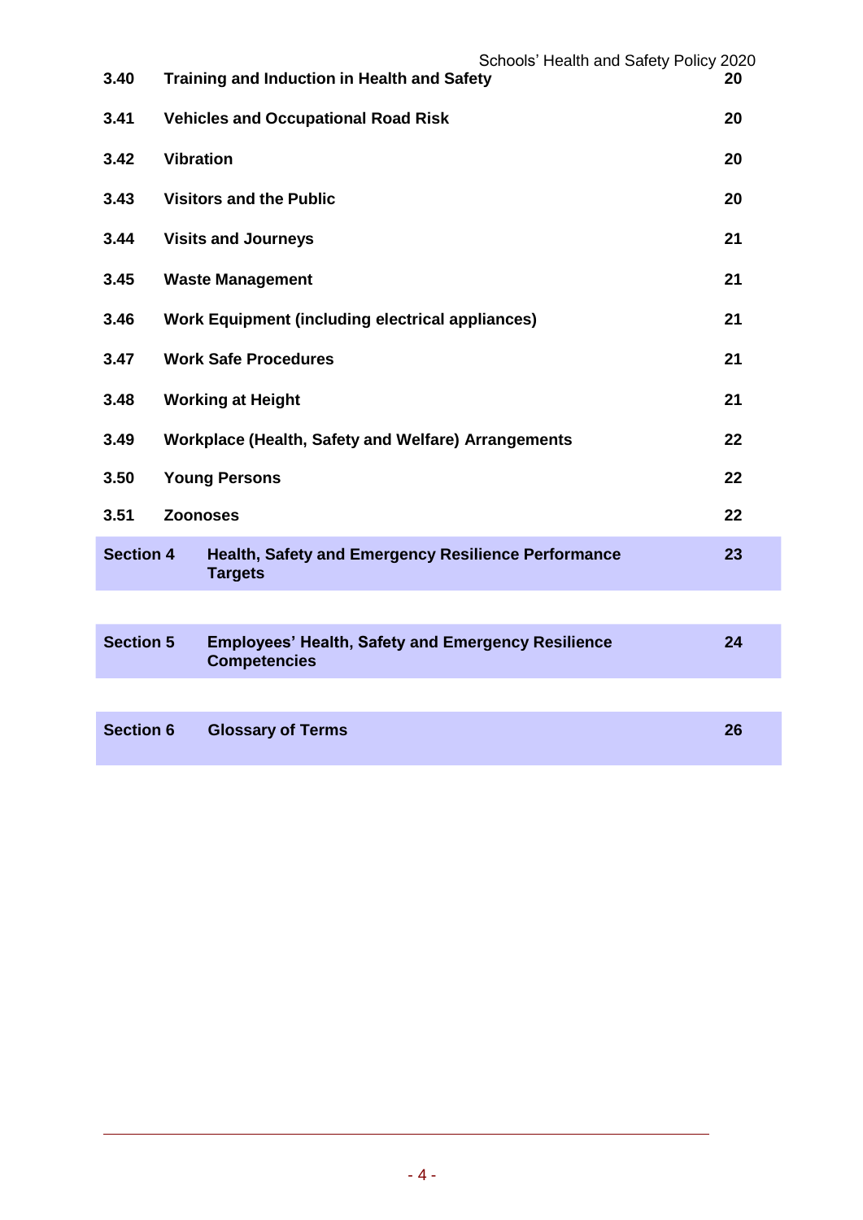| | | |
|---|---|---|
| **3.40** | **Training and Induction in Health and Safety** | **20** |
| **3.41** | **Vehicles and Occupational Road Risk** | **20** |
| **3.42** | **Vibration** | **20** |
| **3.43** | **Visitors and the Public** | **20** |
| **3.44** | **Visits and Journeys** | **21** |
| **3.45** | **Waste Management** | **21** |
| **3.46** | **Work Equipment (including electrical appliances)** | **21** |
| **3.47** | **Work Safe Procedures** | **21** |
| **3.48** | **Working at Height** | **21** |
| **3.49** | **Workplace (Health, Safety and Welfare) Arrangements** | **22** |
| **3.50** | **Young Persons** | **22** |
| **3.51** | **Zoonoses** | **22** |
| **Section 4** | **Health, Safety and Emergency Resilience Performance Targets** | **23** |
| **Section 5** | **Employees' Health, Safety and Emergency Resilience Competencies** | **24** |
| **Section 6** | **Glossary of Terms** | **26** |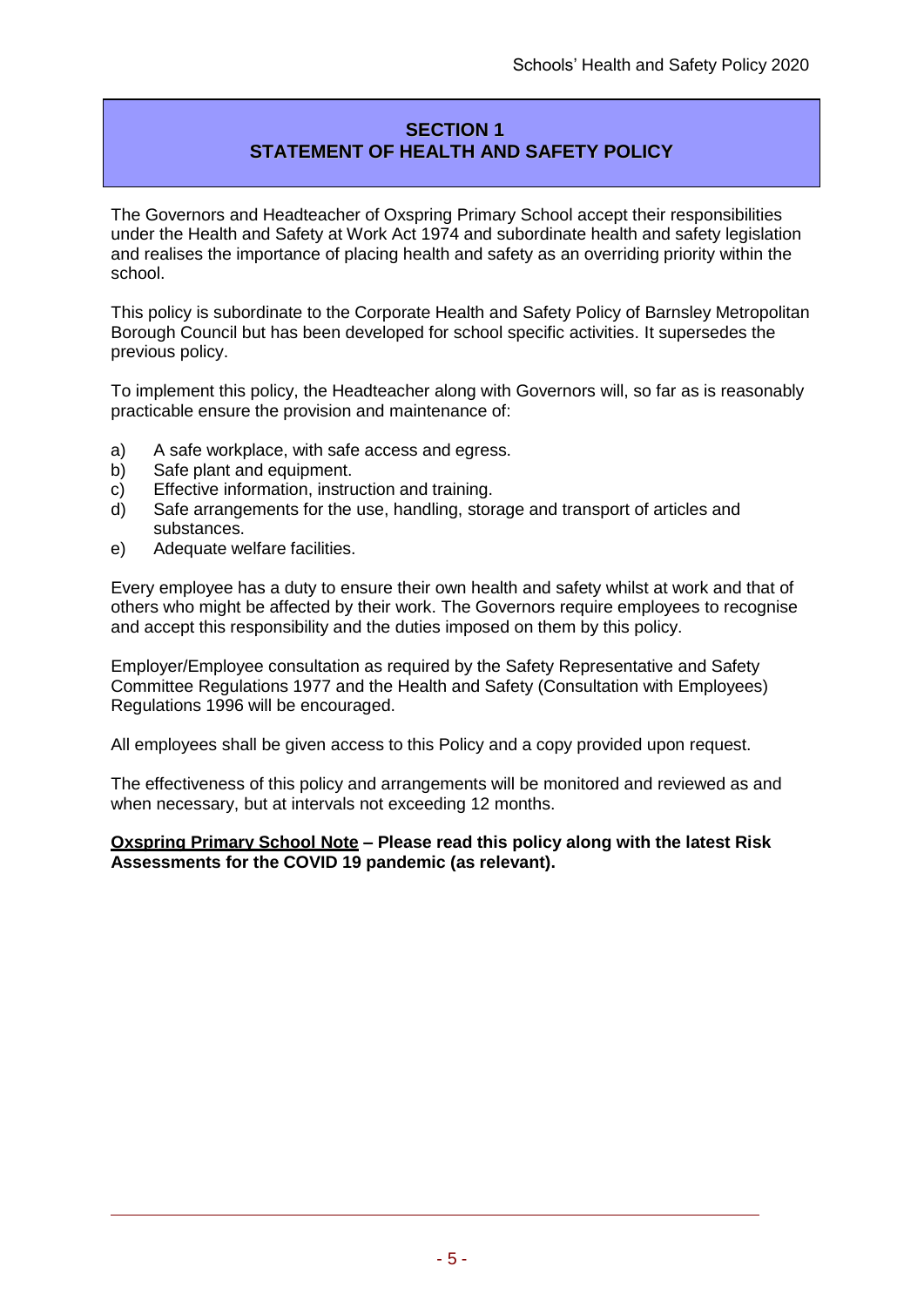## SECTION 1
## STATEMENT OF HEALTH AND SAFETY POLICY

The Governors and Headteacher of Oxspring Primary School accept their responsibilities under the Health and Safety at Work Act 1974 and subordinate health and safety legislation and realises the importance of placing health and safety as an overriding priority within the school.

This policy is subordinate to the Corporate Health and Safety Policy of Barnsley Metropolitan Borough Council but has been developed for school specific activities. It supersedes the previous policy.

To implement this policy, the Headteacher along with Governors will, so far as is reasonably practicable ensure the provision and maintenance of:

a) A safe workplace, with safe access and egress.
b) Safe plant and equipment.
c) Effective information, instruction and training.
d) Safe arrangements for the use, handling, storage and transport of articles and substances.
e) Adequate welfare facilities.

Every employee has a duty to ensure their own health and safety whilst at work and that of others who might be affected by their work. The Governors require employees to recognise and accept this responsibility and the duties imposed on them by this policy.

Employer/Employee consultation as required by the Safety Representative and Safety Committee Regulations 1977 and the Health and Safety (Consultation with Employees) Regulations 1996 will be encouraged.

All employees shall be given access to this Policy and a copy provided upon request.

The effectiveness of this policy and arrangements will be monitored and reviewed as and when necessary, but at intervals not exceeding 12 months.

**<u>Oxspring Primary School Note</u> – Please read this policy along with the latest Risk Assessments for the COVID 19 pandemic (as relevant).**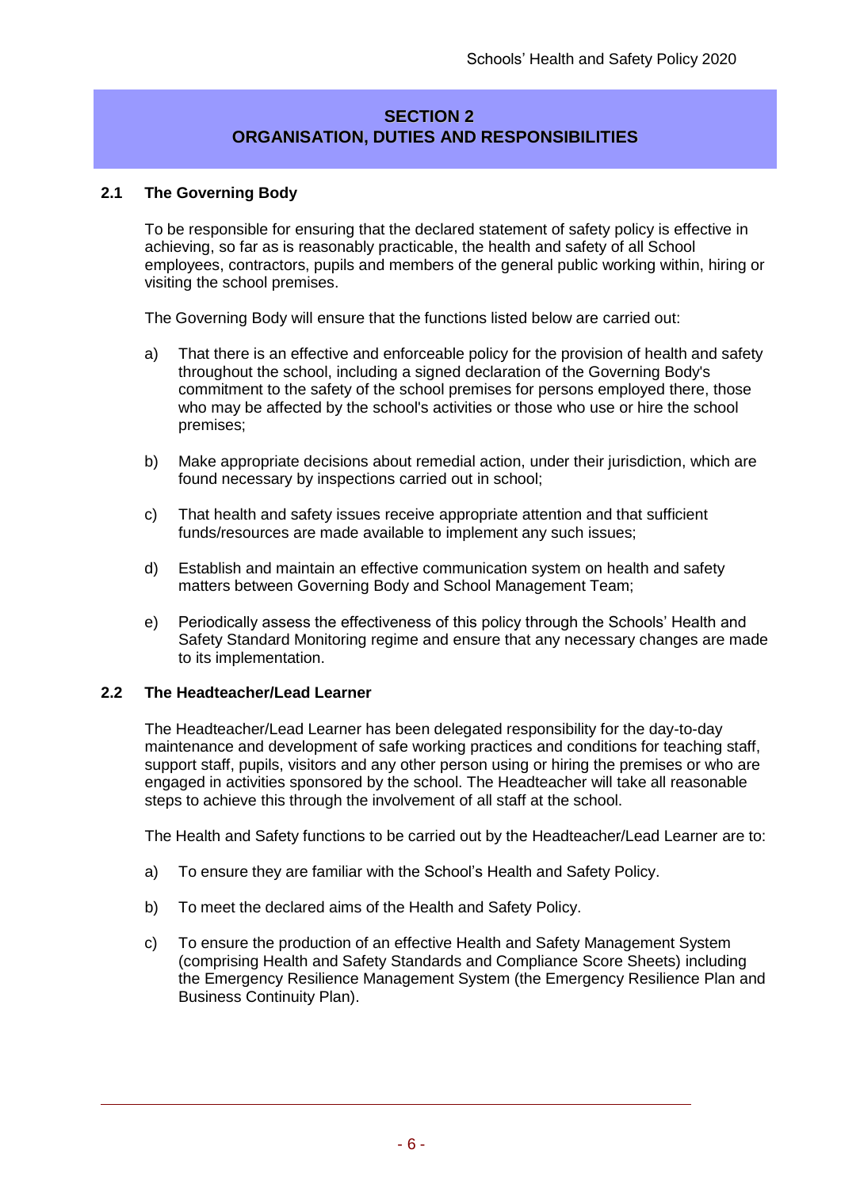## SECTION 2
## ORGANISATION, DUTIES AND RESPONSIBILITIES

### 2.1 The Governing Body

To be responsible for ensuring that the declared statement of safety policy is effective in achieving, so far as is reasonably practicable, the health and safety of all School employees, contractors, pupils and members of the general public working within, hiring or visiting the school premises.

The Governing Body will ensure that the functions listed below are carried out:

a) That there is an effective and enforceable policy for the provision of health and safety throughout the school, including a signed declaration of the Governing Body's commitment to the safety of the school premises for persons employed there, those who may be affected by the school's activities or those who use or hire the school premises;

b) Make appropriate decisions about remedial action, under their jurisdiction, which are found necessary by inspections carried out in school;

c) That health and safety issues receive appropriate attention and that sufficient funds/resources are made available to implement any such issues;

d) Establish and maintain an effective communication system on health and safety matters between Governing Body and School Management Team;

e) Periodically assess the effectiveness of this policy through the Schools' Health and Safety Standard Monitoring regime and ensure that any necessary changes are made to its implementation.

### 2.2 The Headteacher/Lead Learner

The Headteacher/Lead Learner has been delegated responsibility for the day-to-day maintenance and development of safe working practices and conditions for teaching staff, support staff, pupils, visitors and any other person using or hiring the premises or who are engaged in activities sponsored by the school. The Headteacher will take all reasonable steps to achieve this through the involvement of all staff at the school.

The Health and Safety functions to be carried out by the Headteacher/Lead Learner are to:

a) To ensure they are familiar with the School's Health and Safety Policy.

b) To meet the declared aims of the Health and Safety Policy.

c) To ensure the production of an effective Health and Safety Management System (comprising Health and Safety Standards and Compliance Score Sheets) including the Emergency Resilience Management System (the Emergency Resilience Plan and Business Continuity Plan).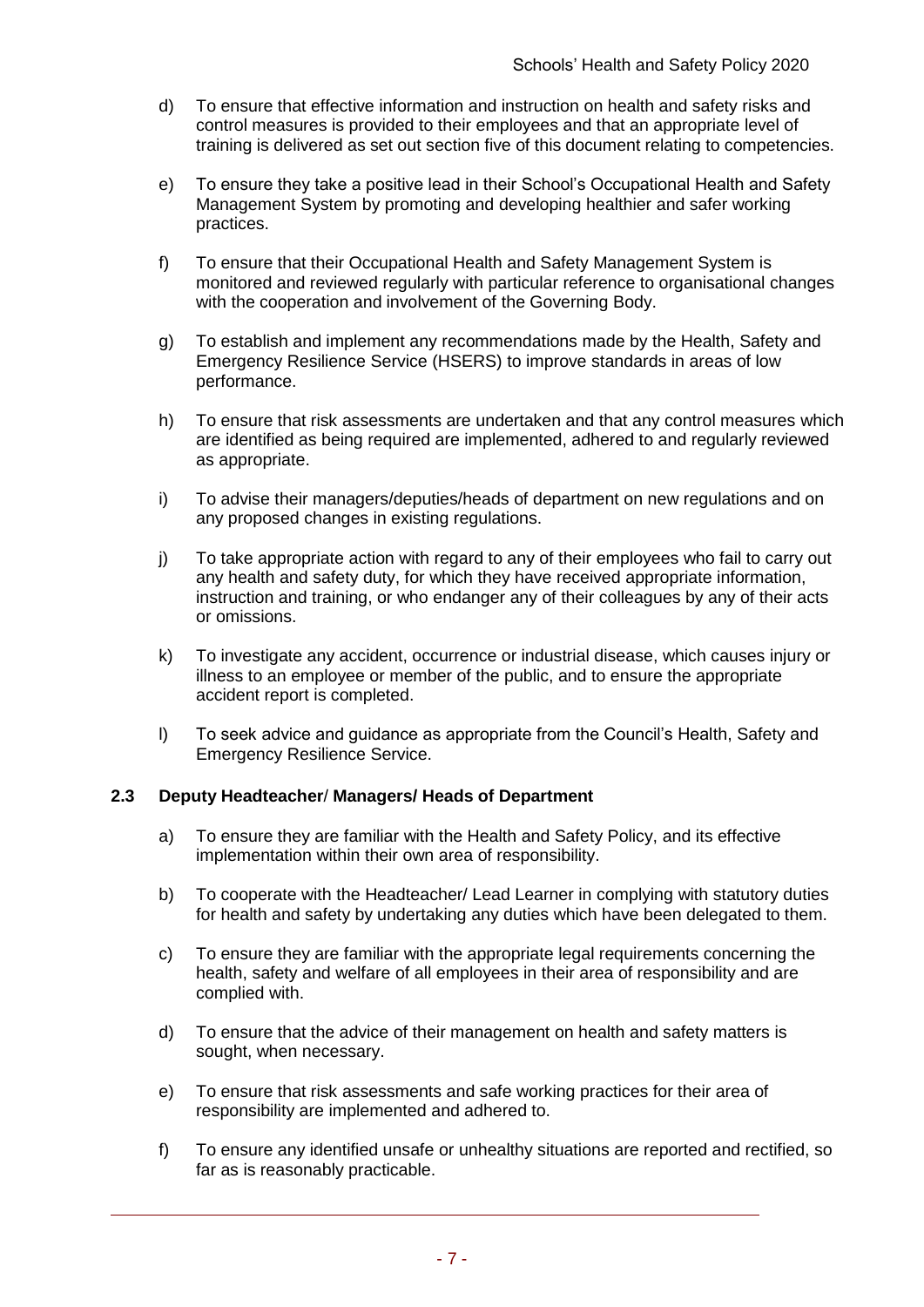d) To ensure that effective information and instruction on health and safety risks and control measures is provided to their employees and that an appropriate level of training is delivered as set out section five of this document relating to competencies.

e) To ensure they take a positive lead in their School's Occupational Health and Safety Management System by promoting and developing healthier and safer working practices.

f) To ensure that their Occupational Health and Safety Management System is monitored and reviewed regularly with particular reference to organisational changes with the cooperation and involvement of the Governing Body.

g) To establish and implement any recommendations made by the Health, Safety and Emergency Resilience Service (HSERS) to improve standards in areas of low performance.

h) To ensure that risk assessments are undertaken and that any control measures which are identified as being required are implemented, adhered to and regularly reviewed as appropriate.

i) To advise their managers/deputies/heads of department on new regulations and on any proposed changes in existing regulations.

j) To take appropriate action with regard to any of their employees who fail to carry out any health and safety duty, for which they have received appropriate information, instruction and training, or who endanger any of their colleagues by any of their acts or omissions.

k) To investigate any accident, occurrence or industrial disease, which causes injury or illness to an employee or member of the public, and to ensure the appropriate accident report is completed.

l) To seek advice and guidance as appropriate from the Council's Health, Safety and Emergency Resilience Service.

### 2.3 Deputy Headteacher/ Managers/ Heads of Department

a) To ensure they are familiar with the Health and Safety Policy, and its effective implementation within their own area of responsibility.

b) To cooperate with the Headteacher/ Lead Learner in complying with statutory duties for health and safety by undertaking any duties which have been delegated to them.

c) To ensure they are familiar with the appropriate legal requirements concerning the health, safety and welfare of all employees in their area of responsibility and are complied with.

d) To ensure that the advice of their management on health and safety matters is sought, when necessary.

e) To ensure that risk assessments and safe working practices for their area of responsibility are implemented and adhered to.

f) To ensure any identified unsafe or unhealthy situations are reported and rectified, so far as is reasonably practicable.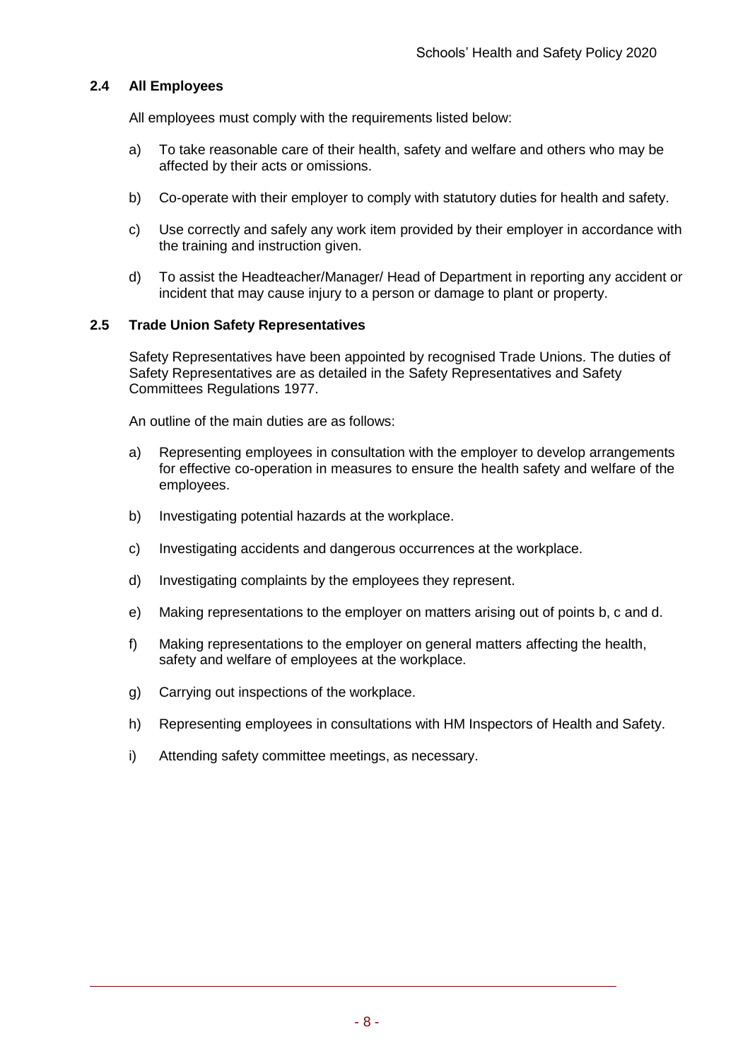### 2.4 All Employees

All employees must comply with the requirements listed below:

a) To take reasonable care of their health, safety and welfare and others who may be affected by their acts or omissions.

b) Co-operate with their employer to comply with statutory duties for health and safety.

c) Use correctly and safely any work item provided by their employer in accordance with the training and instruction given.

d) To assist the Headteacher/Manager/ Head of Department in reporting any accident or incident that may cause injury to a person or damage to plant or property.

### 2.5 Trade Union Safety Representatives

Safety Representatives have been appointed by recognised Trade Unions. The duties of Safety Representatives are as detailed in the Safety Representatives and Safety Committees Regulations 1977.

An outline of the main duties are as follows:

a) Representing employees in consultation with the employer to develop arrangements for effective co-operation in measures to ensure the health safety and welfare of the employees.

b) Investigating potential hazards at the workplace.

c) Investigating accidents and dangerous occurrences at the workplace.

d) Investigating complaints by the employees they represent.

e) Making representations to the employer on matters arising out of points b, c and d.

f) Making representations to the employer on general matters affecting the health, safety and welfare of employees at the workplace.

g) Carrying out inspections of the workplace.

h) Representing employees in consultations with HM Inspectors of Health and Safety.

i) Attending safety committee meetings, as necessary.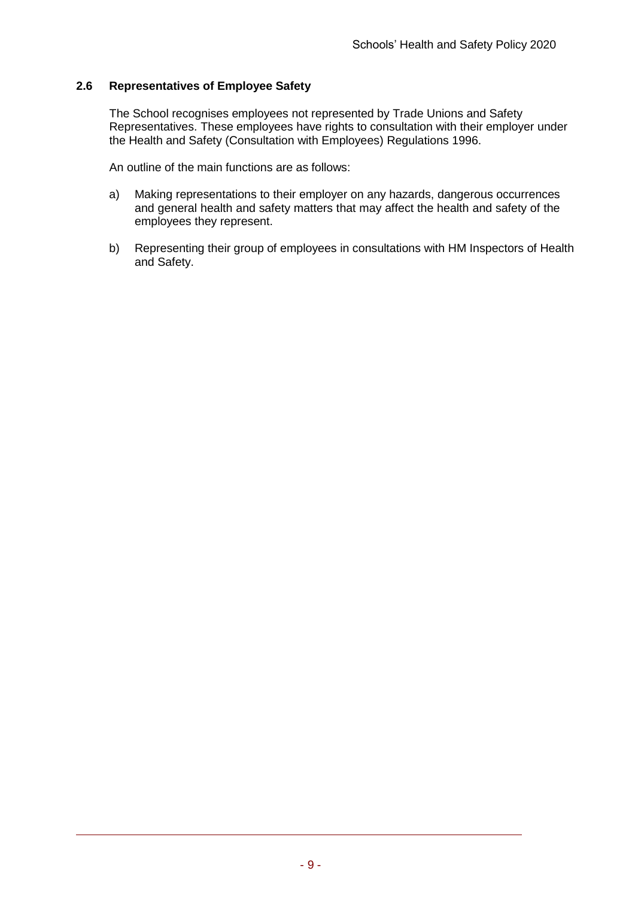## 2.6 Representatives of Employee Safety

The School recognises employees not represented by Trade Unions and Safety Representatives. These employees have rights to consultation with their employer under the Health and Safety (Consultation with Employees) Regulations 1996.

An outline of the main functions are as follows:

a) Making representations to their employer on any hazards, dangerous occurrences and general health and safety matters that may affect the health and safety of the employees they represent.

b) Representing their group of employees in consultations with HM Inspectors of Health and Safety.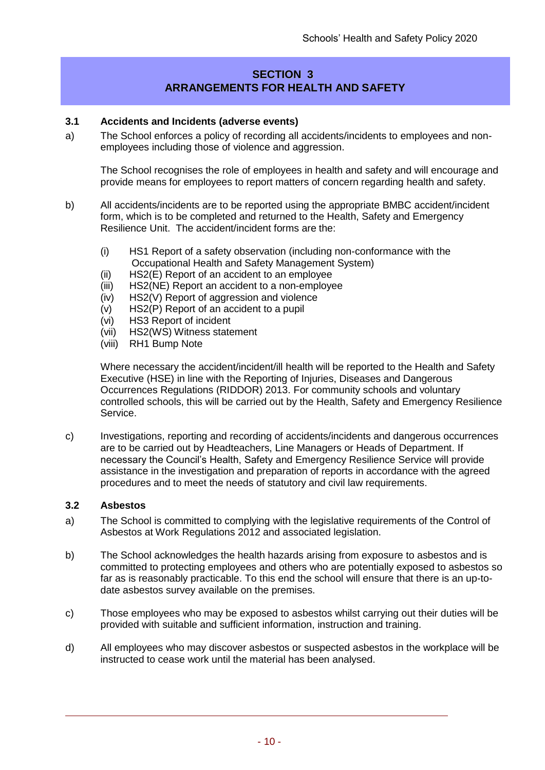## SECTION 3
## ARRANGEMENTS FOR HEALTH AND SAFETY

### 3.1 Accidents and Incidents (adverse events)

a) The School enforces a policy of recording all accidents/incidents to employees and non-employees including those of violence and aggression.

The School recognises the role of employees in health and safety and will encourage and provide means for employees to report matters of concern regarding health and safety.

b) All accidents/incidents are to be reported using the appropriate BMBC accident/incident form, which is to be completed and returned to the Health, Safety and Emergency Resilience Unit. The accident/incident forms are the:

(i) HS1 Report of a safety observation (including non-conformance with the Occupational Health and Safety Management System)
(ii) HS2(E) Report of an accident to an employee
(iii) HS2(NE) Report an accident to a non-employee
(iv) HS2(V) Report of aggression and violence
(v) HS2(P) Report of an accident to a pupil
(vi) HS3 Report of incident
(vii) HS2(WS) Witness statement
(viii) RH1 Bump Note

Where necessary the accident/incident/ill health will be reported to the Health and Safety Executive (HSE) in line with the Reporting of Injuries, Diseases and Dangerous Occurrences Regulations (RIDDOR) 2013. For community schools and voluntary controlled schools, this will be carried out by the Health, Safety and Emergency Resilience Service.

c) Investigations, reporting and recording of accidents/incidents and dangerous occurrences are to be carried out by Headteachers, Line Managers or Heads of Department. If necessary the Council's Health, Safety and Emergency Resilience Service will provide assistance in the investigation and preparation of reports in accordance with the agreed procedures and to meet the needs of statutory and civil law requirements.

### 3.2 Asbestos

a) The School is committed to complying with the legislative requirements of the Control of Asbestos at Work Regulations 2012 and associated legislation.

b) The School acknowledges the health hazards arising from exposure to asbestos and is committed to protecting employees and others who are potentially exposed to asbestos so far as is reasonably practicable. To this end the school will ensure that there is an up-to-date asbestos survey available on the premises.

c) Those employees who may be exposed to asbestos whilst carrying out their duties will be provided with suitable and sufficient information, instruction and training.

d) All employees who may discover asbestos or suspected asbestos in the workplace will be instructed to cease work until the material has been analysed.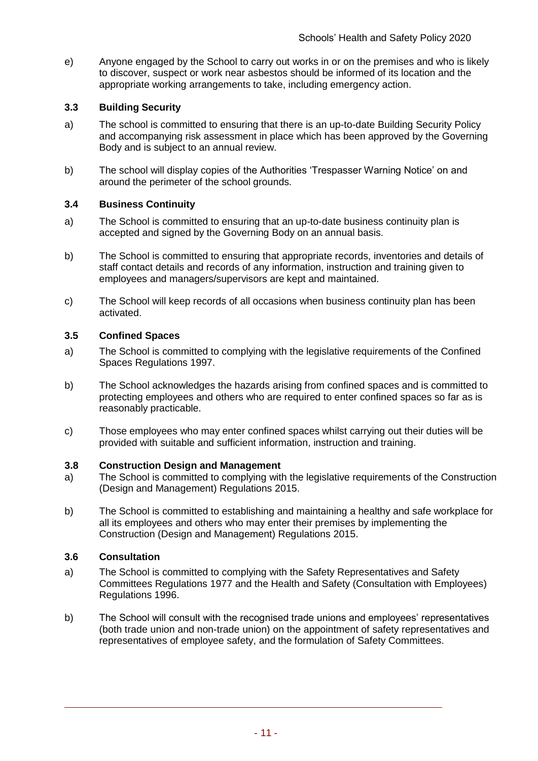e) Anyone engaged by the School to carry out works in or on the premises and who is likely to discover, suspect or work near asbestos should be informed of its location and the appropriate working arrangements to take, including emergency action.

### 3.3 Building Security

a) The school is committed to ensuring that there is an up-to-date Building Security Policy and accompanying risk assessment in place which has been approved by the Governing Body and is subject to an annual review.

b) The school will display copies of the Authorities 'Trespasser Warning Notice' on and around the perimeter of the school grounds.

### 3.4 Business Continuity

a) The School is committed to ensuring that an up-to-date business continuity plan is accepted and signed by the Governing Body on an annual basis.

b) The School is committed to ensuring that appropriate records, inventories and details of staff contact details and records of any information, instruction and training given to employees and managers/supervisors are kept and maintained.

c) The School will keep records of all occasions when business continuity plan has been activated.

### 3.5 Confined Spaces

a) The School is committed to complying with the legislative requirements of the Confined Spaces Regulations 1997.

b) The School acknowledges the hazards arising from confined spaces and is committed to protecting employees and others who are required to enter confined spaces so far as is reasonably practicable.

c) Those employees who may enter confined spaces whilst carrying out their duties will be provided with suitable and sufficient information, instruction and training.

### 3.8 Construction Design and Management

a) The School is committed to complying with the legislative requirements of the Construction (Design and Management) Regulations 2015.

b) The School is committed to establishing and maintaining a healthy and safe workplace for all its employees and others who may enter their premises by implementing the Construction (Design and Management) Regulations 2015.

### 3.6 Consultation

a) The School is committed to complying with the Safety Representatives and Safety Committees Regulations 1977 and the Health and Safety (Consultation with Employees) Regulations 1996.

b) The School will consult with the recognised trade unions and employees' representatives (both trade union and non-trade union) on the appointment of safety representatives and representatives of employee safety, and the formulation of Safety Committees.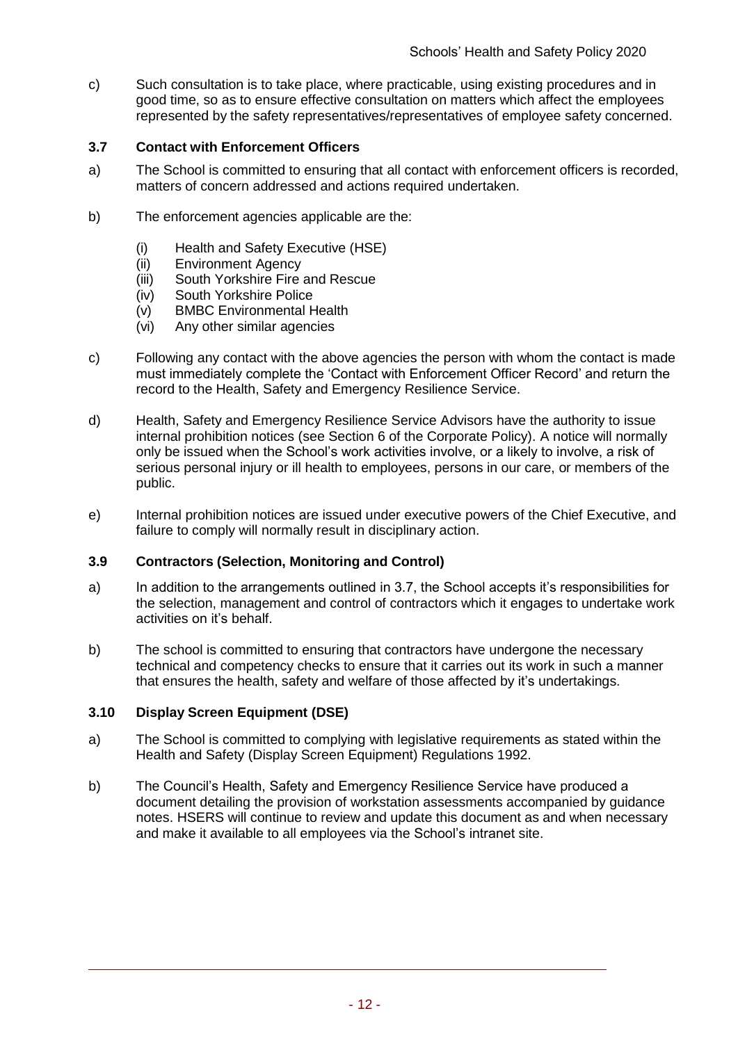c) Such consultation is to take place, where practicable, using existing procedures and in good time, so as to ensure effective consultation on matters which affect the employees represented by the safety representatives/representatives of employee safety concerned.

### 3.7 Contact with Enforcement Officers

a) The School is committed to ensuring that all contact with enforcement officers is recorded, matters of concern addressed and actions required undertaken.

b) The enforcement agencies applicable are the:

   (i) Health and Safety Executive (HSE)
   (ii) Environment Agency
   (iii) South Yorkshire Fire and Rescue
   (iv) South Yorkshire Police
   (v) BMBC Environmental Health
   (vi) Any other similar agencies

c) Following any contact with the above agencies the person with whom the contact is made must immediately complete the 'Contact with Enforcement Officer Record' and return the record to the Health, Safety and Emergency Resilience Service.

d) Health, Safety and Emergency Resilience Service Advisors have the authority to issue internal prohibition notices (see Section 6 of the Corporate Policy). A notice will normally only be issued when the School's work activities involve, or a likely to involve, a risk of serious personal injury or ill health to employees, persons in our care, or members of the public.

e) Internal prohibition notices are issued under executive powers of the Chief Executive, and failure to comply will normally result in disciplinary action.

### 3.9 Contractors (Selection, Monitoring and Control)

a) In addition to the arrangements outlined in 3.7, the School accepts it's responsibilities for the selection, management and control of contractors which it engages to undertake work activities on it's behalf.

b) The school is committed to ensuring that contractors have undergone the necessary technical and competency checks to ensure that it carries out its work in such a manner that ensures the health, safety and welfare of those affected by it's undertakings.

### 3.10 Display Screen Equipment (DSE)

a) The School is committed to complying with legislative requirements as stated within the Health and Safety (Display Screen Equipment) Regulations 1992.

b) The Council's Health, Safety and Emergency Resilience Service have produced a document detailing the provision of workstation assessments accompanied by guidance notes. HSERS will continue to review and update this document as and when necessary and make it available to all employees via the School's intranet site.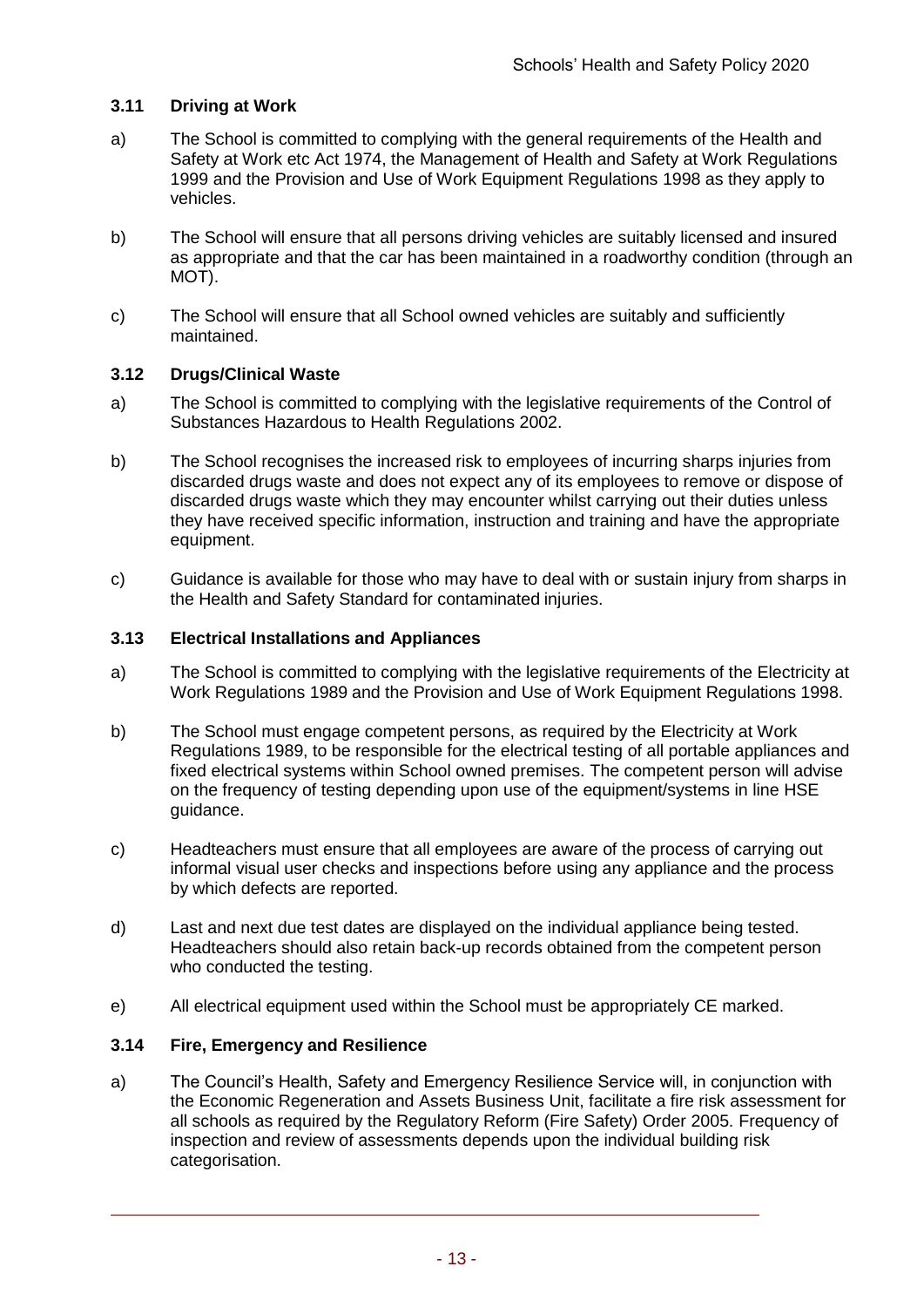### 3.11 Driving at Work

a) The School is committed to complying with the general requirements of the Health and Safety at Work etc Act 1974, the Management of Health and Safety at Work Regulations 1999 and the Provision and Use of Work Equipment Regulations 1998 as they apply to vehicles.

b) The School will ensure that all persons driving vehicles are suitably licensed and insured as appropriate and that the car has been maintained in a roadworthy condition (through an MOT).

c) The School will ensure that all School owned vehicles are suitably and sufficiently maintained.

### 3.12 Drugs/Clinical Waste

a) The School is committed to complying with the legislative requirements of the Control of Substances Hazardous to Health Regulations 2002.

b) The School recognises the increased risk to employees of incurring sharps injuries from discarded drugs waste and does not expect any of its employees to remove or dispose of discarded drugs waste which they may encounter whilst carrying out their duties unless they have received specific information, instruction and training and have the appropriate equipment.

c) Guidance is available for those who may have to deal with or sustain injury from sharps in the Health and Safety Standard for contaminated injuries.

### 3.13 Electrical Installations and Appliances

a) The School is committed to complying with the legislative requirements of the Electricity at Work Regulations 1989 and the Provision and Use of Work Equipment Regulations 1998.

b) The School must engage competent persons, as required by the Electricity at Work Regulations 1989, to be responsible for the electrical testing of all portable appliances and fixed electrical systems within School owned premises. The competent person will advise on the frequency of testing depending upon use of the equipment/systems in line HSE guidance.

c) Headteachers must ensure that all employees are aware of the process of carrying out informal visual user checks and inspections before using any appliance and the process by which defects are reported.

d) Last and next due test dates are displayed on the individual appliance being tested. Headteachers should also retain back-up records obtained from the competent person who conducted the testing.

e) All electrical equipment used within the School must be appropriately CE marked.

### 3.14 Fire, Emergency and Resilience

a) The Council's Health, Safety and Emergency Resilience Service will, in conjunction with the Economic Regeneration and Assets Business Unit, facilitate a fire risk assessment for all schools as required by the Regulatory Reform (Fire Safety) Order 2005. Frequency of inspection and review of assessments depends upon the individual building risk categorisation.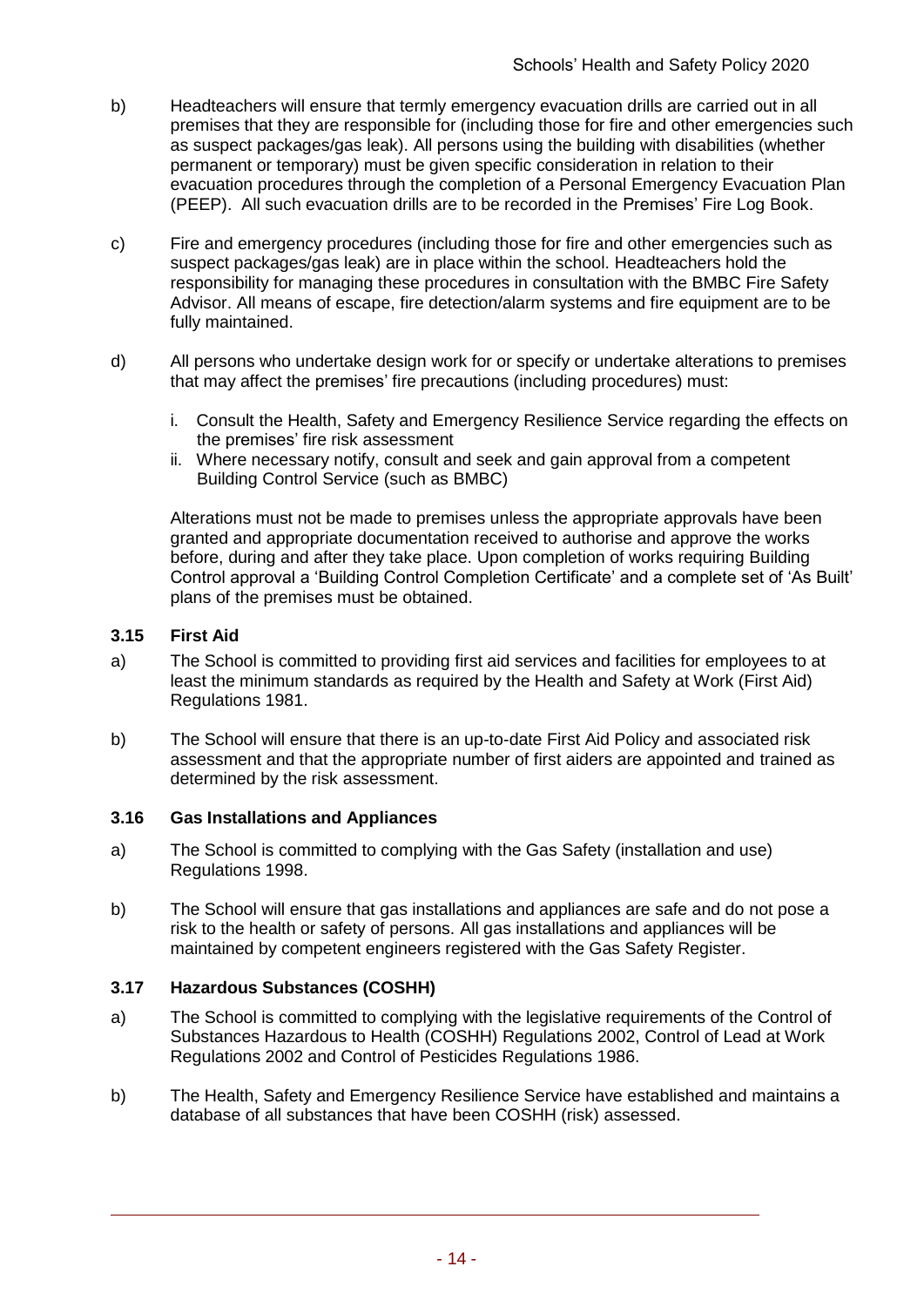b) Headteachers will ensure that termly emergency evacuation drills are carried out in all premises that they are responsible for (including those for fire and other emergencies such as suspect packages/gas leak). All persons using the building with disabilities (whether permanent or temporary) must be given specific consideration in relation to their evacuation procedures through the completion of a Personal Emergency Evacuation Plan (PEEP). All such evacuation drills are to be recorded in the Premises' Fire Log Book.

c) Fire and emergency procedures (including those for fire and other emergencies such as suspect packages/gas leak) are in place within the school. Headteachers hold the responsibility for managing these procedures in consultation with the BMBC Fire Safety Advisor. All means of escape, fire detection/alarm systems and fire equipment are to be fully maintained.

d) All persons who undertake design work for or specify or undertake alterations to premises that may affect the premises' fire precautions (including procedures) must:

   i. Consult the Health, Safety and Emergency Resilience Service regarding the effects on the premises' fire risk assessment
   ii. Where necessary notify, consult and seek and gain approval from a competent Building Control Service (such as BMBC)

   Alterations must not be made to premises unless the appropriate approvals have been granted and appropriate documentation received to authorise and approve the works before, during and after they take place. Upon completion of works requiring Building Control approval a 'Building Control Completion Certificate' and a complete set of 'As Built' plans of the premises must be obtained.

### 3.15 First Aid

a) The School is committed to providing first aid services and facilities for employees to at least the minimum standards as required by the Health and Safety at Work (First Aid) Regulations 1981.

b) The School will ensure that there is an up-to-date First Aid Policy and associated risk assessment and that the appropriate number of first aiders are appointed and trained as determined by the risk assessment.

### 3.16 Gas Installations and Appliances

a) The School is committed to complying with the Gas Safety (installation and use) Regulations 1998.

b) The School will ensure that gas installations and appliances are safe and do not pose a risk to the health or safety of persons. All gas installations and appliances will be maintained by competent engineers registered with the Gas Safety Register.

### 3.17 Hazardous Substances (COSHH)

a) The School is committed to complying with the legislative requirements of the Control of Substances Hazardous to Health (COSHH) Regulations 2002, Control of Lead at Work Regulations 2002 and Control of Pesticides Regulations 1986.

b) The Health, Safety and Emergency Resilience Service have established and maintains a database of all substances that have been COSHH (risk) assessed.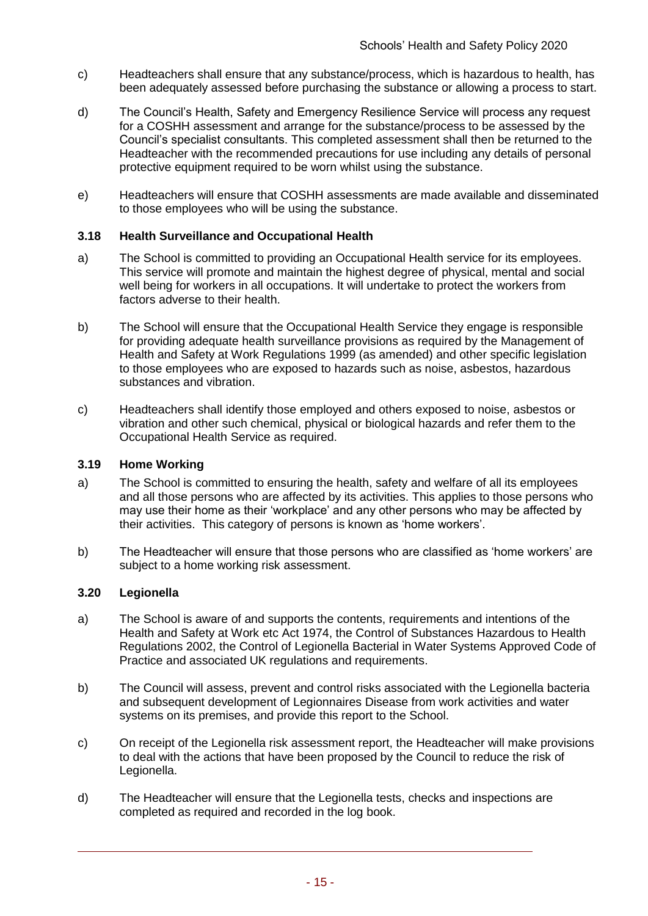c) Headteachers shall ensure that any substance/process, which is hazardous to health, has been adequately assessed before purchasing the substance or allowing a process to start.

d) The Council's Health, Safety and Emergency Resilience Service will process any request for a COSHH assessment and arrange for the substance/process to be assessed by the Council's specialist consultants. This completed assessment shall then be returned to the Headteacher with the recommended precautions for use including any details of personal protective equipment required to be worn whilst using the substance.

e) Headteachers will ensure that COSHH assessments are made available and disseminated to those employees who will be using the substance.

### 3.18 Health Surveillance and Occupational Health

a) The School is committed to providing an Occupational Health service for its employees. This service will promote and maintain the highest degree of physical, mental and social well being for workers in all occupations. It will undertake to protect the workers from factors adverse to their health.

b) The School will ensure that the Occupational Health Service they engage is responsible for providing adequate health surveillance provisions as required by the Management of Health and Safety at Work Regulations 1999 (as amended) and other specific legislation to those employees who are exposed to hazards such as noise, asbestos, hazardous substances and vibration.

c) Headteachers shall identify those employed and others exposed to noise, asbestos or vibration and other such chemical, physical or biological hazards and refer them to the Occupational Health Service as required.

### 3.19 Home Working

a) The School is committed to ensuring the health, safety and welfare of all its employees and all those persons who are affected by its activities. This applies to those persons who may use their home as their 'workplace' and any other persons who may be affected by their activities. This category of persons is known as 'home workers'.

b) The Headteacher will ensure that those persons who are classified as 'home workers' are subject to a home working risk assessment.

### 3.20 Legionella

a) The School is aware of and supports the contents, requirements and intentions of the Health and Safety at Work etc Act 1974, the Control of Substances Hazardous to Health Regulations 2002, the Control of Legionella Bacterial in Water Systems Approved Code of Practice and associated UK regulations and requirements.

b) The Council will assess, prevent and control risks associated with the Legionella bacteria and subsequent development of Legionnaires Disease from work activities and water systems on its premises, and provide this report to the School.

c) On receipt of the Legionella risk assessment report, the Headteacher will make provisions to deal with the actions that have been proposed by the Council to reduce the risk of Legionella.

d) The Headteacher will ensure that the Legionella tests, checks and inspections are completed as required and recorded in the log book.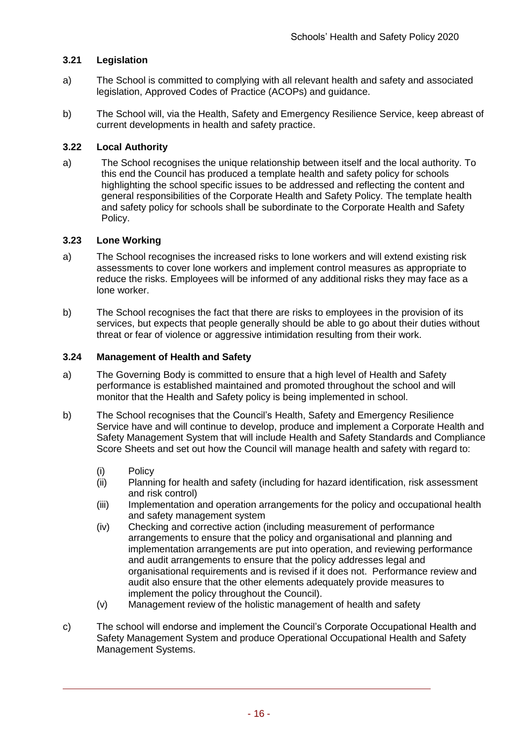### 3.21 Legislation

a) The School is committed to complying with all relevant health and safety and associated legislation, Approved Codes of Practice (ACOPs) and guidance.

b) The School will, via the Health, Safety and Emergency Resilience Service, keep abreast of current developments in health and safety practice.

### 3.22 Local Authority

a) The School recognises the unique relationship between itself and the local authority. To this end the Council has produced a template health and safety policy for schools highlighting the school specific issues to be addressed and reflecting the content and general responsibilities of the Corporate Health and Safety Policy. The template health and safety policy for schools shall be subordinate to the Corporate Health and Safety Policy.

### 3.23 Lone Working

a) The School recognises the increased risks to lone workers and will extend existing risk assessments to cover lone workers and implement control measures as appropriate to reduce the risks. Employees will be informed of any additional risks they may face as a lone worker.

b) The School recognises the fact that there are risks to employees in the provision of its services, but expects that people generally should be able to go about their duties without threat or fear of violence or aggressive intimidation resulting from their work.

### 3.24 Management of Health and Safety

a) The Governing Body is committed to ensure that a high level of Health and Safety performance is established maintained and promoted throughout the school and will monitor that the Health and Safety policy is being implemented in school.

b) The School recognises that the Council's Health, Safety and Emergency Resilience Service have and will continue to develop, produce and implement a Corporate Health and Safety Management System that will include Health and Safety Standards and Compliance Score Sheets and set out how the Council will manage health and safety with regard to:

   (i) Policy
   (ii) Planning for health and safety (including for hazard identification, risk assessment and risk control)
   (iii) Implementation and operation arrangements for the policy and occupational health and safety management system
   (iv) Checking and corrective action (including measurement of performance arrangements to ensure that the policy and organisational and planning and implementation arrangements are put into operation, and reviewing performance and audit arrangements to ensure that the policy addresses legal and organisational requirements and is revised if it does not. Performance review and audit also ensure that the other elements adequately provide measures to implement the policy throughout the Council).
   (v) Management review of the holistic management of health and safety

c) The school will endorse and implement the Council's Corporate Occupational Health and Safety Management System and produce Operational Occupational Health and Safety Management Systems.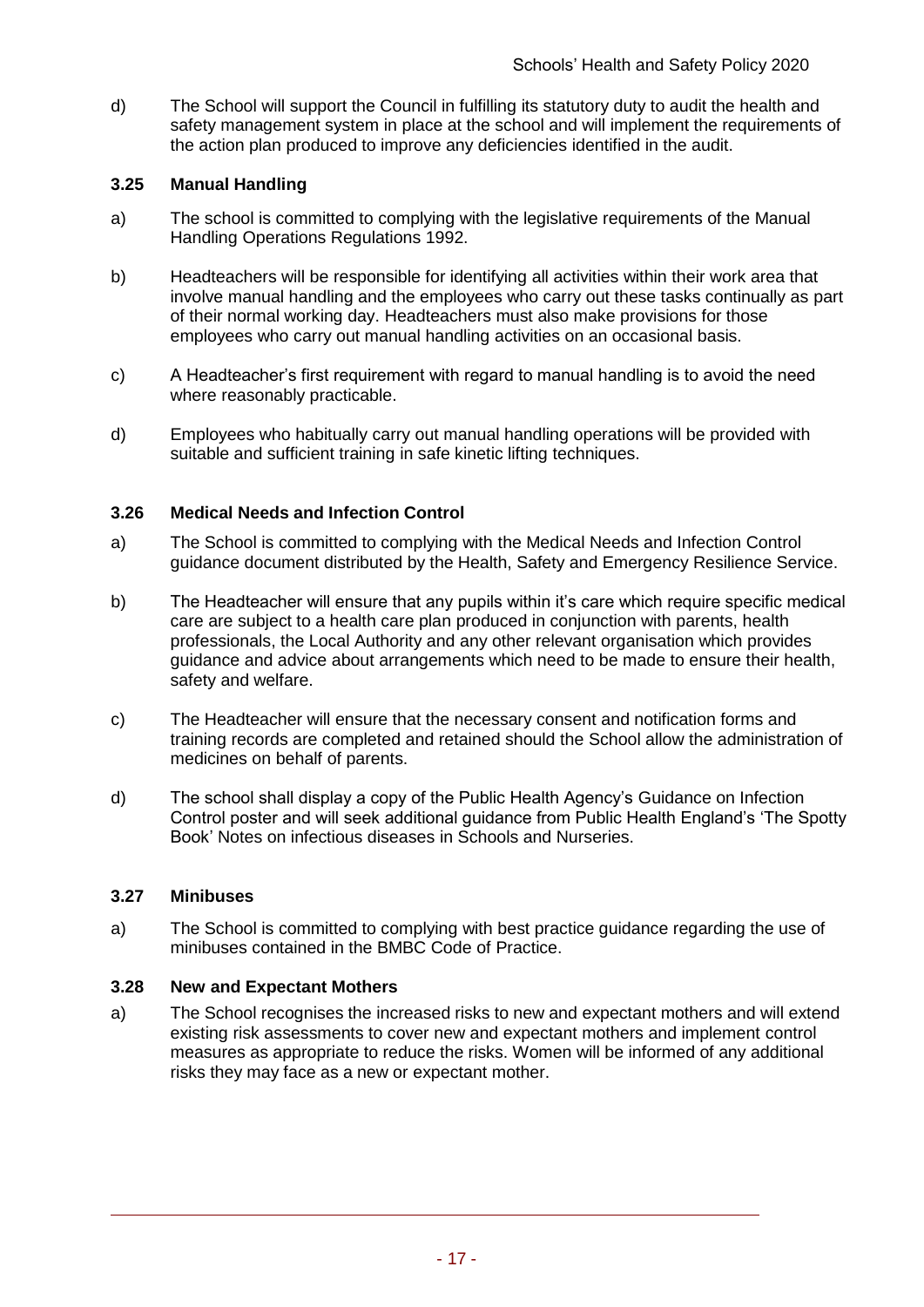d) The School will support the Council in fulfilling its statutory duty to audit the health and safety management system in place at the school and will implement the requirements of the action plan produced to improve any deficiencies identified in the audit.

### 3.25 Manual Handling

a) The school is committed to complying with the legislative requirements of the Manual Handling Operations Regulations 1992.

b) Headteachers will be responsible for identifying all activities within their work area that involve manual handling and the employees who carry out these tasks continually as part of their normal working day. Headteachers must also make provisions for those employees who carry out manual handling activities on an occasional basis.

c) A Headteacher's first requirement with regard to manual handling is to avoid the need where reasonably practicable.

d) Employees who habitually carry out manual handling operations will be provided with suitable and sufficient training in safe kinetic lifting techniques.

### 3.26 Medical Needs and Infection Control

a) The School is committed to complying with the Medical Needs and Infection Control guidance document distributed by the Health, Safety and Emergency Resilience Service.

b) The Headteacher will ensure that any pupils within it's care which require specific medical care are subject to a health care plan produced in conjunction with parents, health professionals, the Local Authority and any other relevant organisation which provides guidance and advice about arrangements which need to be made to ensure their health, safety and welfare.

c) The Headteacher will ensure that the necessary consent and notification forms and training records are completed and retained should the School allow the administration of medicines on behalf of parents.

d) The school shall display a copy of the Public Health Agency's Guidance on Infection Control poster and will seek additional guidance from Public Health England's 'The Spotty Book' Notes on infectious diseases in Schools and Nurseries.

### 3.27 Minibuses

a) The School is committed to complying with best practice guidance regarding the use of minibuses contained in the BMBC Code of Practice.

### 3.28 New and Expectant Mothers

a) The School recognises the increased risks to new and expectant mothers and will extend existing risk assessments to cover new and expectant mothers and implement control measures as appropriate to reduce the risks. Women will be informed of any additional risks they may face as a new or expectant mother.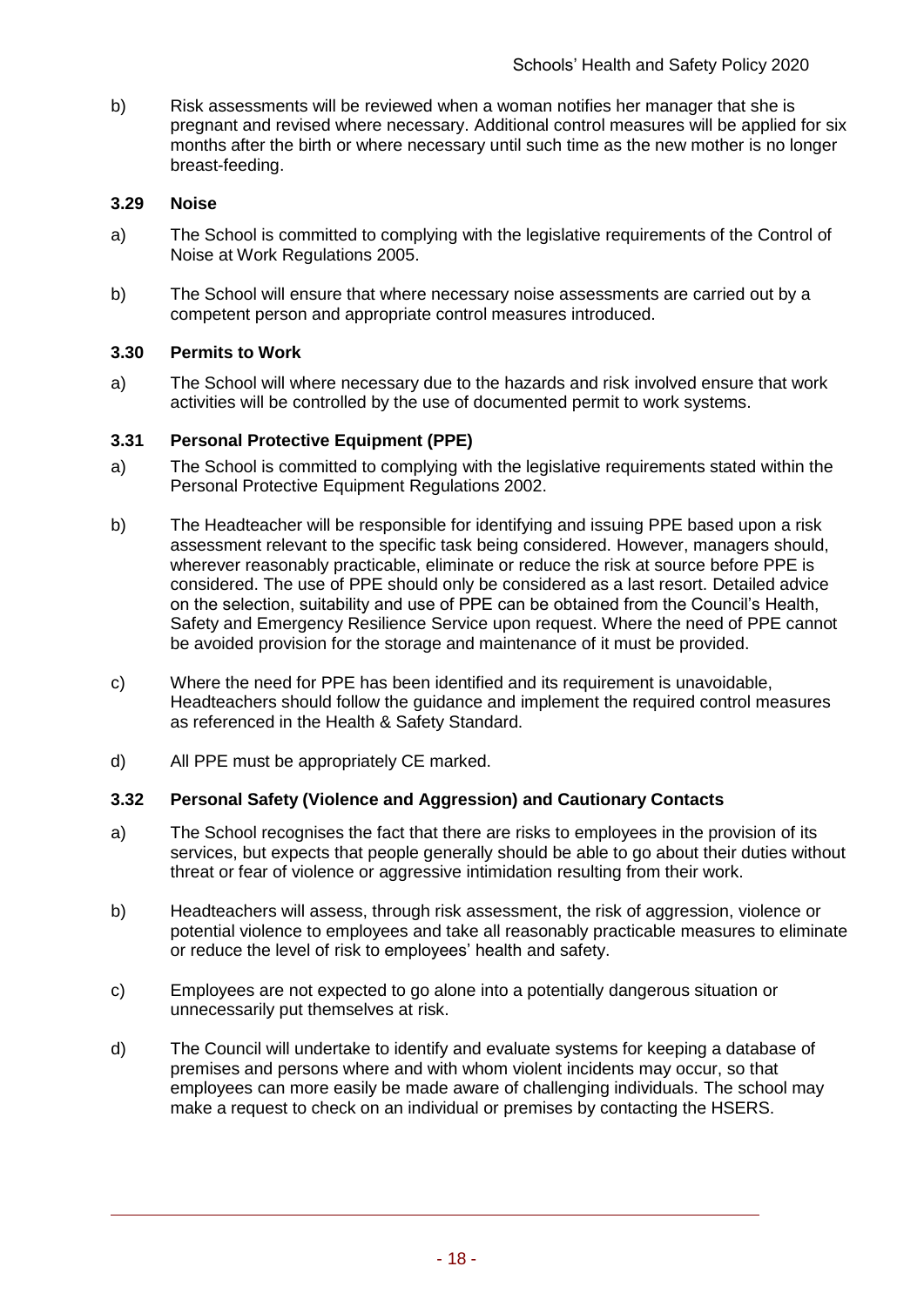b) Risk assessments will be reviewed when a woman notifies her manager that she is pregnant and revised where necessary. Additional control measures will be applied for six months after the birth or where necessary until such time as the new mother is no longer breast-feeding.

### 3.29 Noise

a) The School is committed to complying with the legislative requirements of the Control of Noise at Work Regulations 2005.

b) The School will ensure that where necessary noise assessments are carried out by a competent person and appropriate control measures introduced.

### 3.30 Permits to Work

a) The School will where necessary due to the hazards and risk involved ensure that work activities will be controlled by the use of documented permit to work systems.

### 3.31 Personal Protective Equipment (PPE)

a) The School is committed to complying with the legislative requirements stated within the Personal Protective Equipment Regulations 2002.

b) The Headteacher will be responsible for identifying and issuing PPE based upon a risk assessment relevant to the specific task being considered. However, managers should, wherever reasonably practicable, eliminate or reduce the risk at source before PPE is considered. The use of PPE should only be considered as a last resort. Detailed advice on the selection, suitability and use of PPE can be obtained from the Council's Health, Safety and Emergency Resilience Service upon request. Where the need of PPE cannot be avoided provision for the storage and maintenance of it must be provided.

c) Where the need for PPE has been identified and its requirement is unavoidable, Headteachers should follow the guidance and implement the required control measures as referenced in the Health & Safety Standard.

d) All PPE must be appropriately CE marked.

### 3.32 Personal Safety (Violence and Aggression) and Cautionary Contacts

a) The School recognises the fact that there are risks to employees in the provision of its services, but expects that people generally should be able to go about their duties without threat or fear of violence or aggressive intimidation resulting from their work.

b) Headteachers will assess, through risk assessment, the risk of aggression, violence or potential violence to employees and take all reasonably practicable measures to eliminate or reduce the level of risk to employees' health and safety.

c) Employees are not expected to go alone into a potentially dangerous situation or unnecessarily put themselves at risk.

d) The Council will undertake to identify and evaluate systems for keeping a database of premises and persons where and with whom violent incidents may occur, so that employees can more easily be made aware of challenging individuals. The school may make a request to check on an individual or premises by contacting the HSERS.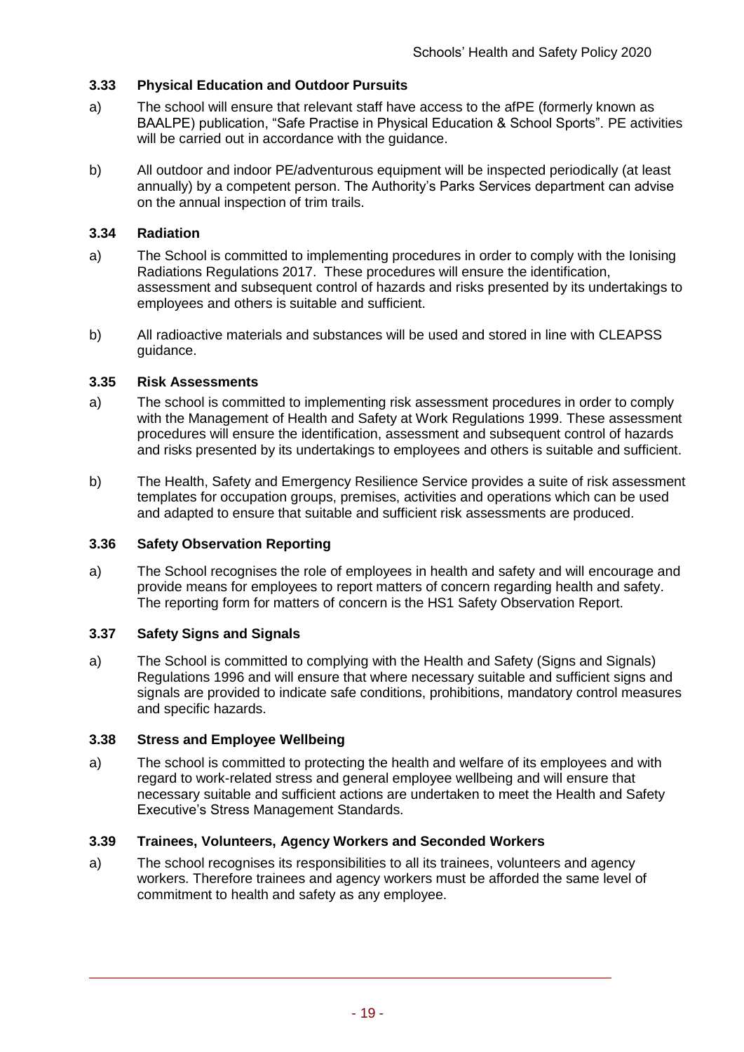### 3.33 Physical Education and Outdoor Pursuits

a) The school will ensure that relevant staff have access to the afPE (formerly known as BAALPE) publication, "Safe Practise in Physical Education & School Sports". PE activities will be carried out in accordance with the guidance.

b) All outdoor and indoor PE/adventurous equipment will be inspected periodically (at least annually) by a competent person. The Authority's Parks Services department can advise on the annual inspection of trim trails.

### 3.34 Radiation

a) The School is committed to implementing procedures in order to comply with the Ionising Radiations Regulations 2017. These procedures will ensure the identification, assessment and subsequent control of hazards and risks presented by its undertakings to employees and others is suitable and sufficient.

b) All radioactive materials and substances will be used and stored in line with CLEAPSS guidance.

### 3.35 Risk Assessments

a) The school is committed to implementing risk assessment procedures in order to comply with the Management of Health and Safety at Work Regulations 1999. These assessment procedures will ensure the identification, assessment and subsequent control of hazards and risks presented by its undertakings to employees and others is suitable and sufficient.

b) The Health, Safety and Emergency Resilience Service provides a suite of risk assessment templates for occupation groups, premises, activities and operations which can be used and adapted to ensure that suitable and sufficient risk assessments are produced.

### 3.36 Safety Observation Reporting

a) The School recognises the role of employees in health and safety and will encourage and provide means for employees to report matters of concern regarding health and safety. The reporting form for matters of concern is the HS1 Safety Observation Report.

### 3.37 Safety Signs and Signals

a) The School is committed to complying with the Health and Safety (Signs and Signals) Regulations 1996 and will ensure that where necessary suitable and sufficient signs and signals are provided to indicate safe conditions, prohibitions, mandatory control measures and specific hazards.

### 3.38 Stress and Employee Wellbeing

a) The school is committed to protecting the health and welfare of its employees and with regard to work-related stress and general employee wellbeing and will ensure that necessary suitable and sufficient actions are undertaken to meet the Health and Safety Executive's Stress Management Standards.

### 3.39 Trainees, Volunteers, Agency Workers and Seconded Workers

a) The school recognises its responsibilities to all its trainees, volunteers and agency workers. Therefore trainees and agency workers must be afforded the same level of commitment to health and safety as any employee.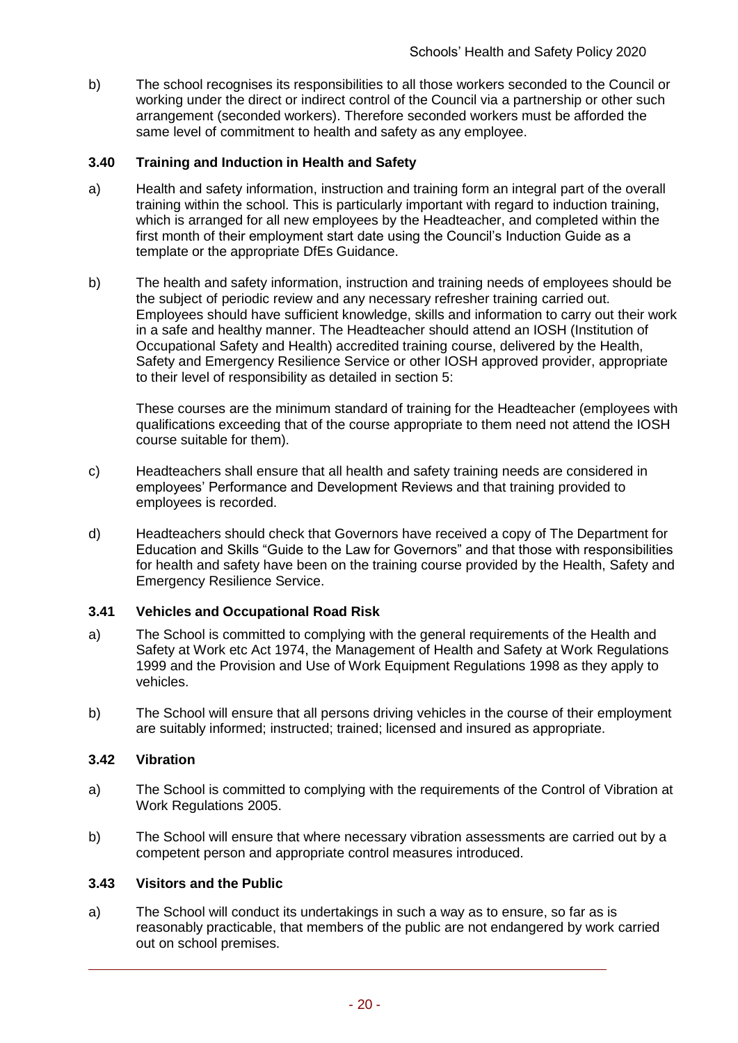b) The school recognises its responsibilities to all those workers seconded to the Council or working under the direct or indirect control of the Council via a partnership or other such arrangement (seconded workers). Therefore seconded workers must be afforded the same level of commitment to health and safety as any employee.

### 3.40 Training and Induction in Health and Safety

a) Health and safety information, instruction and training form an integral part of the overall training within the school. This is particularly important with regard to induction training, which is arranged for all new employees by the Headteacher, and completed within the first month of their employment start date using the Council's Induction Guide as a template or the appropriate DfEs Guidance.

b) The health and safety information, instruction and training needs of employees should be the subject of periodic review and any necessary refresher training carried out. Employees should have sufficient knowledge, skills and information to carry out their work in a safe and healthy manner. The Headteacher should attend an IOSH (Institution of Occupational Safety and Health) accredited training course, delivered by the Health, Safety and Emergency Resilience Service or other IOSH approved provider, appropriate to their level of responsibility as detailed in section 5:

These courses are the minimum standard of training for the Headteacher (employees with qualifications exceeding that of the course appropriate to them need not attend the IOSH course suitable for them).

c) Headteachers shall ensure that all health and safety training needs are considered in employees' Performance and Development Reviews and that training provided to employees is recorded.

d) Headteachers should check that Governors have received a copy of The Department for Education and Skills "Guide to the Law for Governors" and that those with responsibilities for health and safety have been on the training course provided by the Health, Safety and Emergency Resilience Service.

### 3.41 Vehicles and Occupational Road Risk

a) The School is committed to complying with the general requirements of the Health and Safety at Work etc Act 1974, the Management of Health and Safety at Work Regulations 1999 and the Provision and Use of Work Equipment Regulations 1998 as they apply to vehicles.

b) The School will ensure that all persons driving vehicles in the course of their employment are suitably informed; instructed; trained; licensed and insured as appropriate.

### 3.42 Vibration

a) The School is committed to complying with the requirements of the Control of Vibration at Work Regulations 2005.

b) The School will ensure that where necessary vibration assessments are carried out by a competent person and appropriate control measures introduced.

### 3.43 Visitors and the Public

a) The School will conduct its undertakings in such a way as to ensure, so far as is reasonably practicable, that members of the public are not endangered by work carried out on school premises.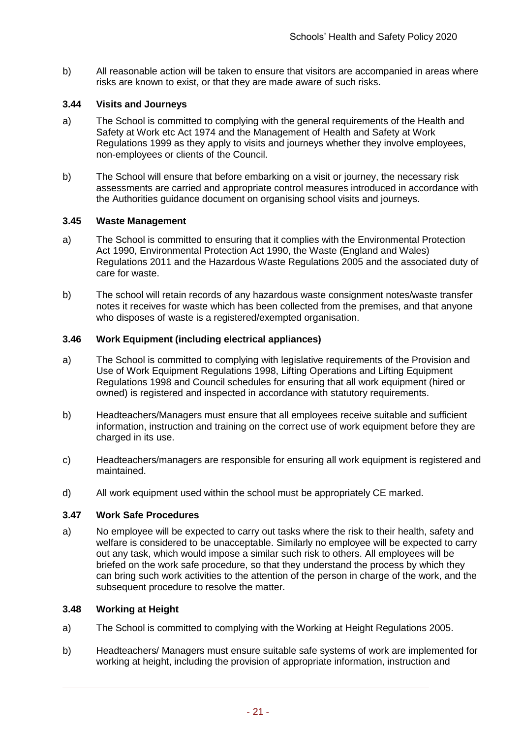b) All reasonable action will be taken to ensure that visitors are accompanied in areas where risks are known to exist, or that they are made aware of such risks.

### 3.44 Visits and Journeys

a) The School is committed to complying with the general requirements of the Health and Safety at Work etc Act 1974 and the Management of Health and Safety at Work Regulations 1999 as they apply to visits and journeys whether they involve employees, non-employees or clients of the Council.

b) The School will ensure that before embarking on a visit or journey, the necessary risk assessments are carried and appropriate control measures introduced in accordance with the Authorities guidance document on organising school visits and journeys.

### 3.45 Waste Management

a) The School is committed to ensuring that it complies with the Environmental Protection Act 1990, Environmental Protection Act 1990, the Waste (England and Wales) Regulations 2011 and the Hazardous Waste Regulations 2005 and the associated duty of care for waste.

b) The school will retain records of any hazardous waste consignment notes/waste transfer notes it receives for waste which has been collected from the premises, and that anyone who disposes of waste is a registered/exempted organisation.

### 3.46 Work Equipment (including electrical appliances)

a) The School is committed to complying with legislative requirements of the Provision and Use of Work Equipment Regulations 1998, Lifting Operations and Lifting Equipment Regulations 1998 and Council schedules for ensuring that all work equipment (hired or owned) is registered and inspected in accordance with statutory requirements.

b) Headteachers/Managers must ensure that all employees receive suitable and sufficient information, instruction and training on the correct use of work equipment before they are charged in its use.

c) Headteachers/managers are responsible for ensuring all work equipment is registered and maintained.

d) All work equipment used within the school must be appropriately CE marked.

### 3.47 Work Safe Procedures

a) No employee will be expected to carry out tasks where the risk to their health, safety and welfare is considered to be unacceptable. Similarly no employee will be expected to carry out any task, which would impose a similar such risk to others. All employees will be briefed on the work safe procedure, so that they understand the process by which they can bring such work activities to the attention of the person in charge of the work, and the subsequent procedure to resolve the matter.

### 3.48 Working at Height

a) The School is committed to complying with the Working at Height Regulations 2005.

b) Headteachers/ Managers must ensure suitable safe systems of work are implemented for working at height, including the provision of appropriate information, instruction and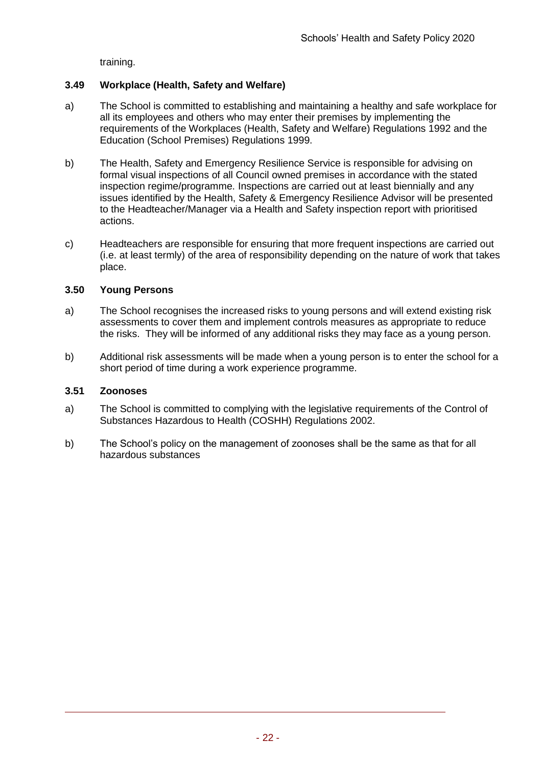training.

### 3.49 Workplace (Health, Safety and Welfare)

a) The School is committed to establishing and maintaining a healthy and safe workplace for all its employees and others who may enter their premises by implementing the requirements of the Workplaces (Health, Safety and Welfare) Regulations 1992 and the Education (School Premises) Regulations 1999.

b) The Health, Safety and Emergency Resilience Service is responsible for advising on formal visual inspections of all Council owned premises in accordance with the stated inspection regime/programme. Inspections are carried out at least biennially and any issues identified by the Health, Safety & Emergency Resilience Advisor will be presented to the Headteacher/Manager via a Health and Safety inspection report with prioritised actions.

c) Headteachers are responsible for ensuring that more frequent inspections are carried out (i.e. at least termly) of the area of responsibility depending on the nature of work that takes place.

### 3.50 Young Persons

a) The School recognises the increased risks to young persons and will extend existing risk assessments to cover them and implement controls measures as appropriate to reduce the risks. They will be informed of any additional risks they may face as a young person.

b) Additional risk assessments will be made when a young person is to enter the school for a short period of time during a work experience programme.

### 3.51 Zoonoses

a) The School is committed to complying with the legislative requirements of the Control of Substances Hazardous to Health (COSHH) Regulations 2002.

b) The School's policy on the management of zoonoses shall be the same as that for all hazardous substances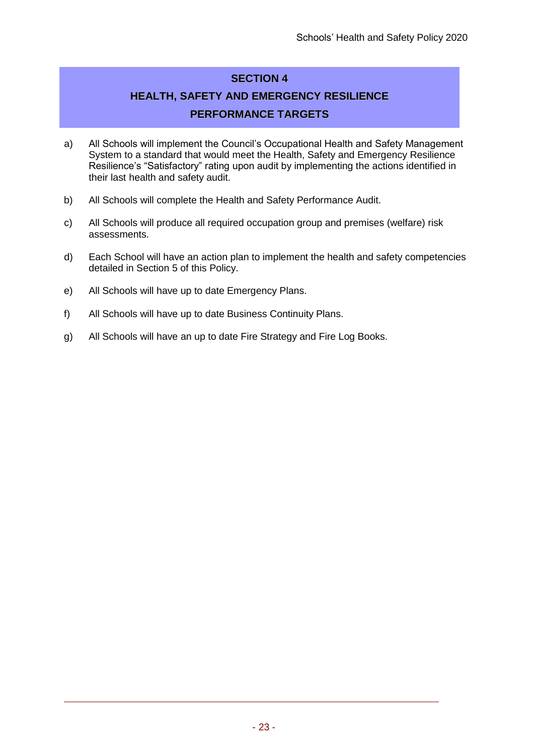# SECTION 4
## HEALTH, SAFETY AND EMERGENCY RESILIENCE PERFORMANCE TARGETS

a) All Schools will implement the Council's Occupational Health and Safety Management System to a standard that would meet the Health, Safety and Emergency Resilience Resilience's "Satisfactory" rating upon audit by implementing the actions identified in their last health and safety audit.

b) All Schools will complete the Health and Safety Performance Audit.

c) All Schools will produce all required occupation group and premises (welfare) risk assessments.

d) Each School will have an action plan to implement the health and safety competencies detailed in Section 5 of this Policy.

e) All Schools will have up to date Emergency Plans.

f) All Schools will have up to date Business Continuity Plans.

g) All Schools will have an up to date Fire Strategy and Fire Log Books.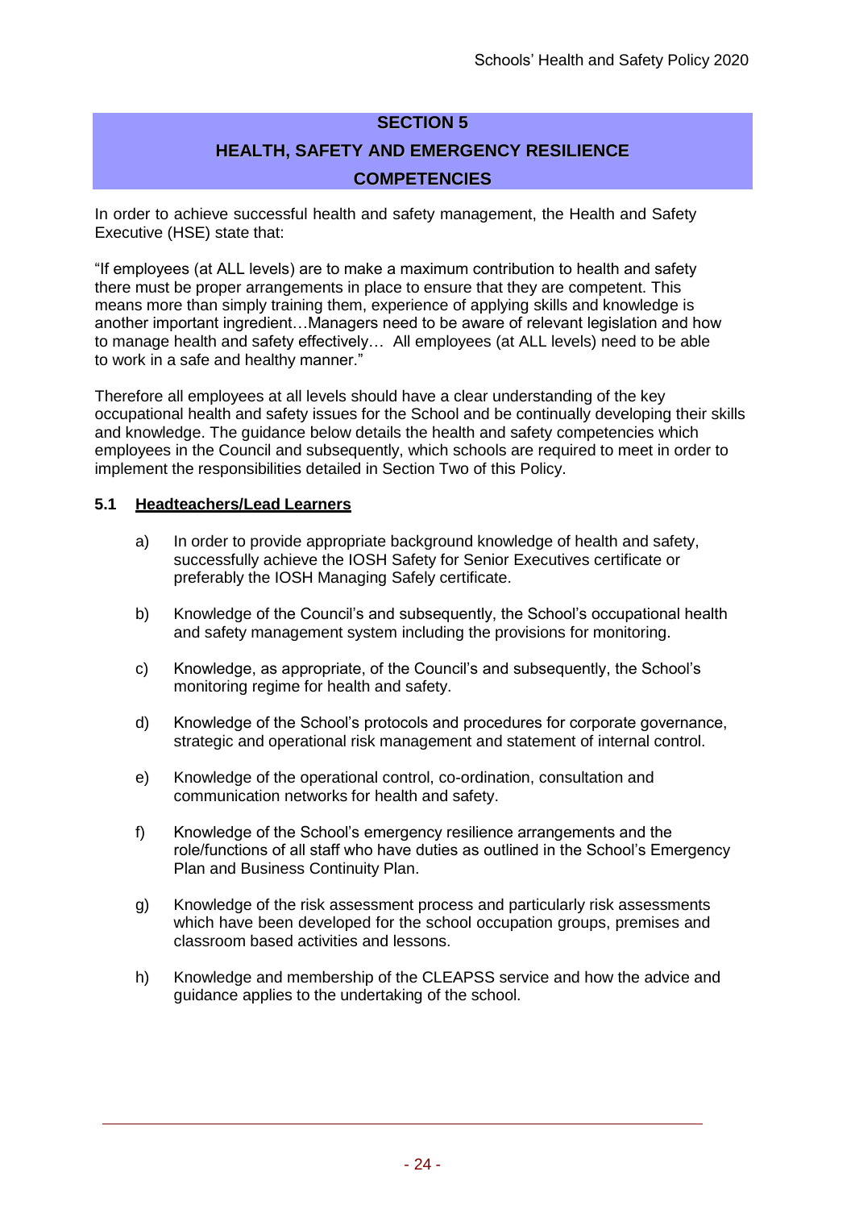# SECTION 5

# HEALTH, SAFETY AND EMERGENCY RESILIENCE COMPETENCIES

In order to achieve successful health and safety management, the Health and Safety Executive (HSE) state that:

"If employees (at ALL levels) are to make a maximum contribution to health and safety there must be proper arrangements in place to ensure that they are competent. This means more than simply training them, experience of applying skills and knowledge is another important ingredient…Managers need to be aware of relevant legislation and how to manage health and safety effectively… All employees (at ALL levels) need to be able to work in a safe and healthy manner."

Therefore all employees at all levels should have a clear understanding of the key occupational health and safety issues for the School and be continually developing their skills and knowledge. The guidance below details the health and safety competencies which employees in the Council and subsequently, which schools are required to meet in order to implement the responsibilities detailed in Section Two of this Policy.

## 5.1 Headteachers/Lead Learners

a) In order to provide appropriate background knowledge of health and safety, successfully achieve the IOSH Safety for Senior Executives certificate or preferably the IOSH Managing Safely certificate.

b) Knowledge of the Council's and subsequently, the School's occupational health and safety management system including the provisions for monitoring.

c) Knowledge, as appropriate, of the Council's and subsequently, the School's monitoring regime for health and safety.

d) Knowledge of the School's protocols and procedures for corporate governance, strategic and operational risk management and statement of internal control.

e) Knowledge of the operational control, co-ordination, consultation and communication networks for health and safety.

f) Knowledge of the School's emergency resilience arrangements and the role/functions of all staff who have duties as outlined in the School's Emergency Plan and Business Continuity Plan.

g) Knowledge of the risk assessment process and particularly risk assessments which have been developed for the school occupation groups, premises and classroom based activities and lessons.

h) Knowledge and membership of the CLEAPSS service and how the advice and guidance applies to the undertaking of the school.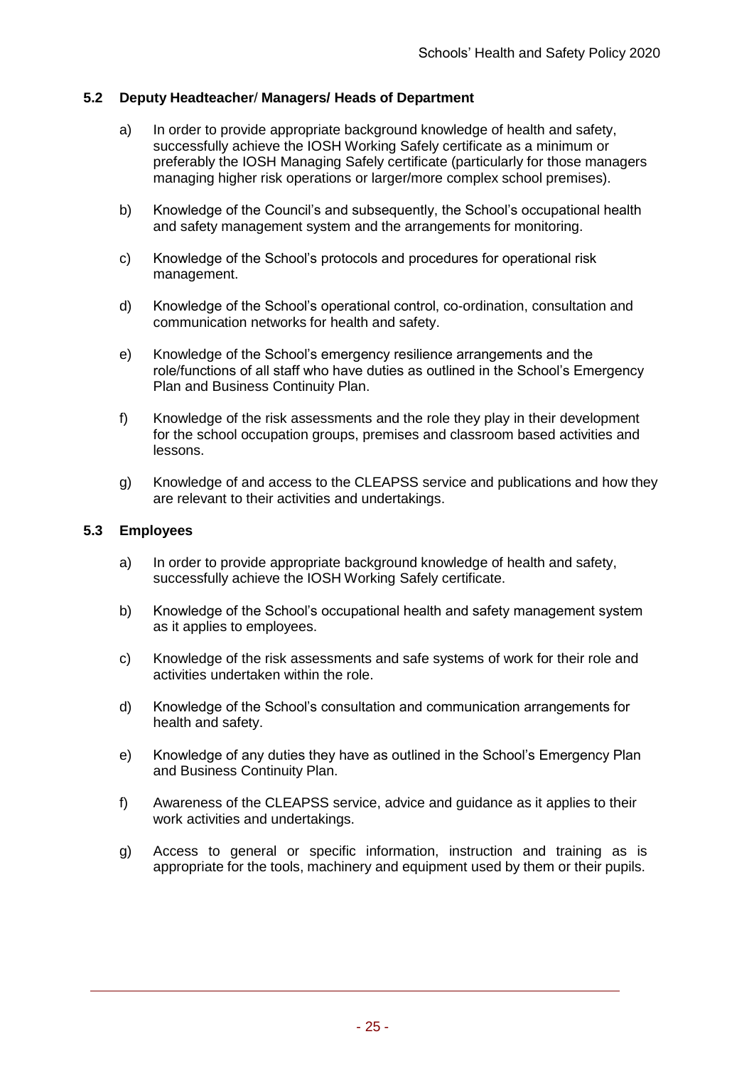### 5.2 Deputy Headteacher/ Managers/ Heads of Department

a) In order to provide appropriate background knowledge of health and safety, successfully achieve the IOSH Working Safely certificate as a minimum or preferably the IOSH Managing Safely certificate (particularly for those managers managing higher risk operations or larger/more complex school premises).

b) Knowledge of the Council's and subsequently, the School's occupational health and safety management system and the arrangements for monitoring.

c) Knowledge of the School's protocols and procedures for operational risk management.

d) Knowledge of the School's operational control, co-ordination, consultation and communication networks for health and safety.

e) Knowledge of the School's emergency resilience arrangements and the role/functions of all staff who have duties as outlined in the School's Emergency Plan and Business Continuity Plan.

f) Knowledge of the risk assessments and the role they play in their development for the school occupation groups, premises and classroom based activities and lessons.

g) Knowledge of and access to the CLEAPSS service and publications and how they are relevant to their activities and undertakings.

### 5.3 Employees

a) In order to provide appropriate background knowledge of health and safety, successfully achieve the IOSH Working Safely certificate.

b) Knowledge of the School's occupational health and safety management system as it applies to employees.

c) Knowledge of the risk assessments and safe systems of work for their role and activities undertaken within the role.

d) Knowledge of the School's consultation and communication arrangements for health and safety.

e) Knowledge of any duties they have as outlined in the School's Emergency Plan and Business Continuity Plan.

f) Awareness of the CLEAPSS service, advice and guidance as it applies to their work activities and undertakings.

g) Access to general or specific information, instruction and training as is appropriate for the tools, machinery and equipment used by them or their pupils.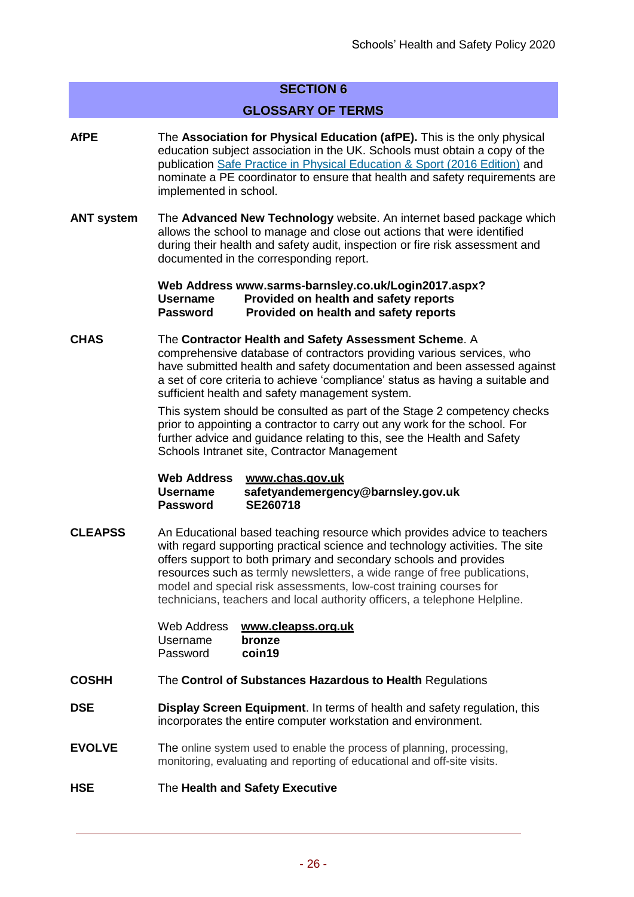## SECTION 6

## GLOSSARY OF TERMS

**AfPE** — The **Association for Physical Education (afPE).** This is the only physical education subject association in the UK. Schools must obtain a copy of the publication [Safe Practice in Physical Education & Sport (2016 Edition)] and nominate a PE coordinator to ensure that health and safety requirements are implemented in school.

**ANT system** — The **Advanced New Technology** website. An internet based package which allows the school to manage and close out actions that were identified during their health and safety audit, inspection or fire risk assessment and documented in the corresponding report.

**Web Address www.sarms-barnsley.co.uk/Login2017.aspx?**
**Username** **Provided on health and safety reports**
**Password** **Provided on health and safety reports**

**CHAS** — The **Contractor Health and Safety Assessment Scheme**. A comprehensive database of contractors providing various services, who have submitted health and safety documentation and been assessed against a set of core criteria to achieve 'compliance' status as having a suitable and sufficient health and safety management system.

This system should be consulted as part of the Stage 2 competency checks prior to appointing a contractor to carry out any work for the school. For further advice and guidance relating to this, see the Health and Safety Schools Intranet site, Contractor Management

**Web Address** **www.chas.gov.uk**
**Username** **safetyandemergency@barnsley.gov.uk**
**Password** **SE260718**

**CLEAPSS** — An Educational based teaching resource which provides advice to teachers with regard supporting practical science and technology activities. The site offers support to both primary and secondary schools and provides resources such as termly newsletters, a wide range of free publications, model and special risk assessments, low-cost training courses for technicians, teachers and local authority officers, a telephone Helpline.

Web Address **www.cleapss.org.uk**
Username **bronze**
Password **coin19**

**COSHH** — The **Control of Substances Hazardous to Health** Regulations

**DSE** — **Display Screen Equipment**. In terms of health and safety regulation, this incorporates the entire computer workstation and environment.

**EVOLVE** — The online system used to enable the process of planning, processing, monitoring, evaluating and reporting of educational and off-site visits.

**HSE** — The **Health and Safety Executive**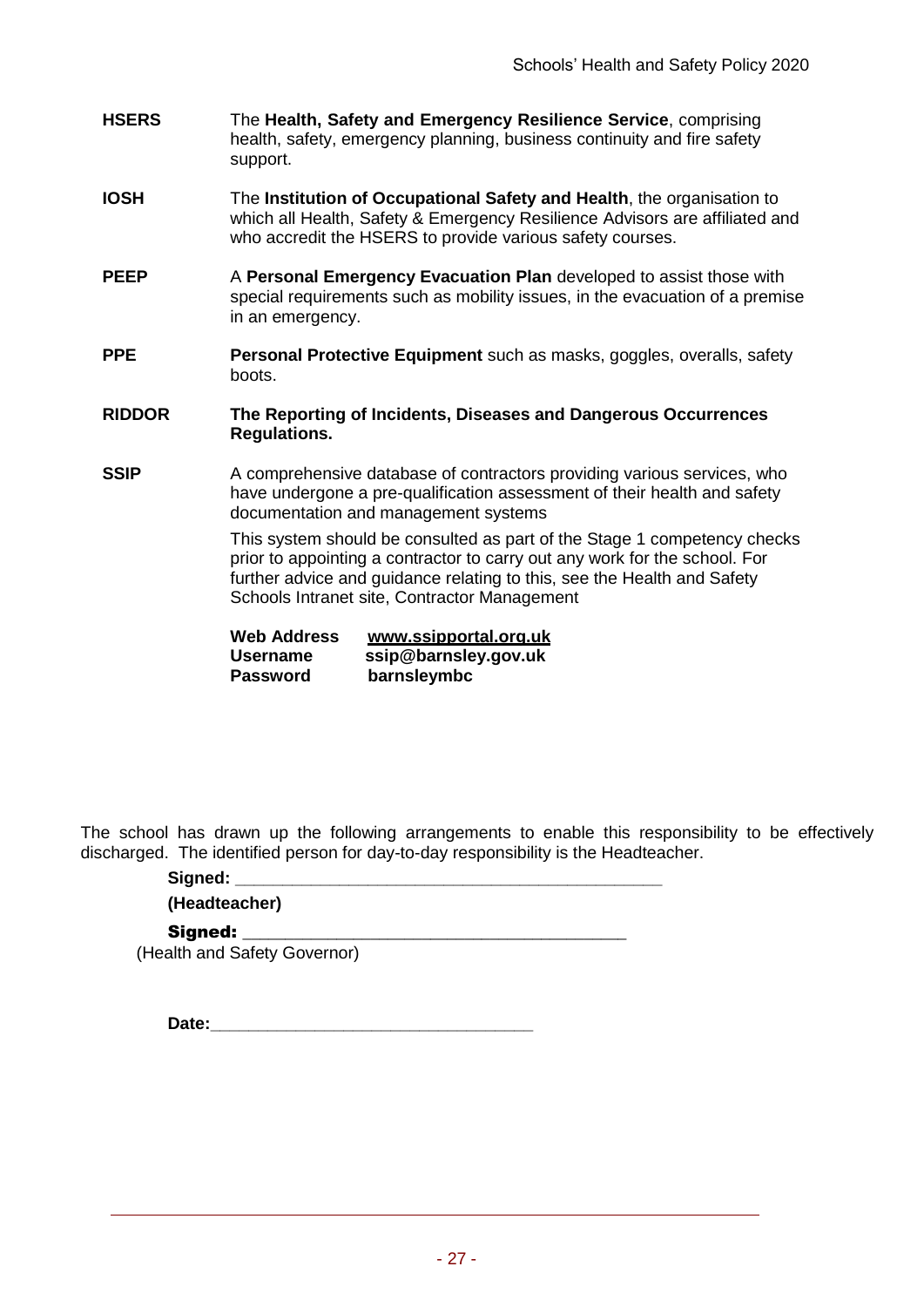**HSERS** The **Health, Safety and Emergency Resilience Service**, comprising health, safety, emergency planning, business continuity and fire safety support.

**IOSH** The **Institution of Occupational Safety and Health**, the organisation to which all Health, Safety & Emergency Resilience Advisors are affiliated and who accredit the HSERS to provide various safety courses.

**PEEP** A **Personal Emergency Evacuation Plan** developed to assist those with special requirements such as mobility issues, in the evacuation of a premise in an emergency.

**PPE** **Personal Protective Equipment** such as masks, goggles, overalls, safety boots.

**RIDDOR** **The Reporting of Incidents, Diseases and Dangerous Occurrences Regulations.**

**SSIP** A comprehensive database of contractors providing various services, who have undergone a pre-qualification assessment of their health and safety documentation and management systems

This system should be consulted as part of the Stage 1 competency checks prior to appointing a contractor to carry out any work for the school. For further advice and guidance relating to this, see the Health and Safety Schools Intranet site, Contractor Management

| | |
|---|---|
| **Web Address** | **www.ssipportal.org.uk** |
| **Username** | **ssip@barnsley.gov.uk** |
| **Password** | **barnsleymbc** |

The school has drawn up the following arrangements to enable this responsibility to be effectively discharged. The identified person for day-to-day responsibility is the Headteacher.

**Signed: \_\_\_\_\_\_\_\_\_\_\_\_\_\_\_\_\_\_\_\_\_\_\_\_\_\_\_\_\_\_\_\_\_\_\_\_\_\_\_\_\_\_\_\_**

**(Headteacher)**

**Signed: \_\_\_\_\_\_\_\_\_\_\_\_\_\_\_\_\_\_\_\_\_\_\_\_\_\_\_\_\_\_\_\_\_\_\_\_\_\_\_\_**

(Health and Safety Governor)

**Date:\_\_\_\_\_\_\_\_\_\_\_\_\_\_\_\_\_\_\_\_\_\_\_\_\_\_\_\_\_\_\_\_\_\_**